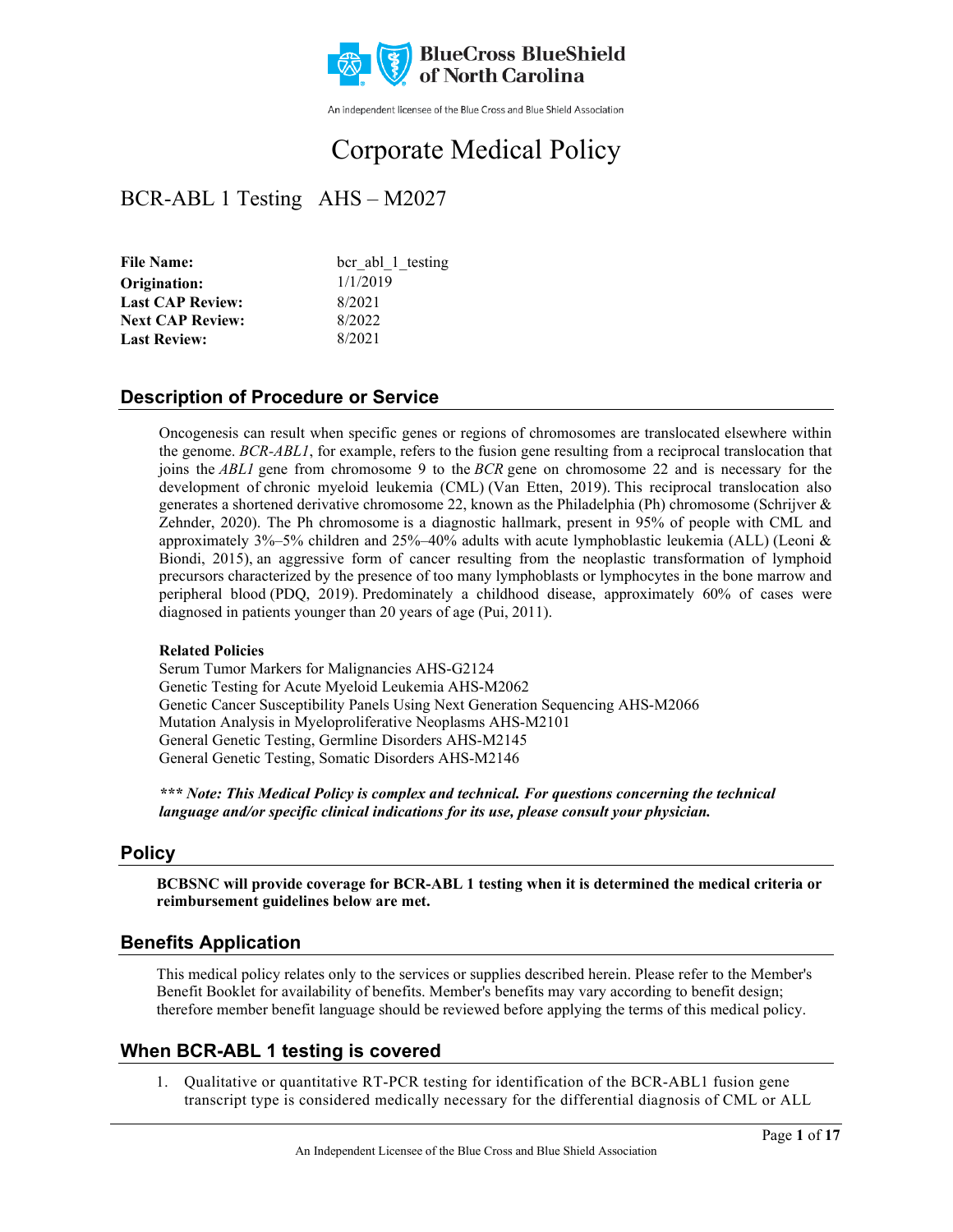BlueCross BlueShield of North Carolina

An independent licensee of the Blue Cross and Blue Shield Association

# Corporate Medical Policy

## BCR-ABL 1 Testing AHS – M2027

**File Name:** bcr_abl_1_testing
**Origination:** 1/1/2019
**Last CAP Review:** 8/2021
**Next CAP Review:** 8/2022
**Last Review:** 8/2021

## Description of Procedure or Service

Oncogenesis can result when specific genes or regions of chromosomes are translocated elsewhere within the genome. *BCR-ABL1*, for example, refers to the fusion gene resulting from a reciprocal translocation that joins the *ABL1* gene from chromosome 9 to the *BCR* gene on chromosome 22 and is necessary for the development of chronic myeloid leukemia (CML) (Van Etten, 2019). This reciprocal translocation also generates a shortened derivative chromosome 22, known as the Philadelphia (Ph) chromosome (Schrijver & Zehnder, 2020). The Ph chromosome is a diagnostic hallmark, present in 95% of people with CML and approximately 3%–5% children and 25%–40% adults with acute lymphoblastic leukemia (ALL) (Leoni & Biondi, 2015), an aggressive form of cancer resulting from the neoplastic transformation of lymphoid precursors characterized by the presence of too many lymphoblasts or lymphocytes in the bone marrow and peripheral blood (PDQ, 2019). Predominately a childhood disease, approximately 60% of cases were diagnosed in patients younger than 20 years of age (Pui, 2011).

**Related Policies**
Serum Tumor Markers for Malignancies AHS-G2124
Genetic Testing for Acute Myeloid Leukemia AHS-M2062
Genetic Cancer Susceptibility Panels Using Next Generation Sequencing AHS-M2066
Mutation Analysis in Myeloproliferative Neoplasms AHS-M2101
General Genetic Testing, Germline Disorders AHS-M2145
General Genetic Testing, Somatic Disorders AHS-M2146

***\*\*\* Note: This Medical Policy is complex and technical. For questions concerning the technical language and/or specific clinical indications for its use, please consult your physician.***

## Policy

**BCBSNC will provide coverage for BCR-ABL 1 testing when it is determined the medical criteria or reimbursement guidelines below are met.**

## Benefits Application

This medical policy relates only to the services or supplies described herein. Please refer to the Member's Benefit Booklet for availability of benefits. Member's benefits may vary according to benefit design; therefore member benefit language should be reviewed before applying the terms of this medical policy.

## When BCR-ABL 1 testing is covered

1. Qualitative or quantitative RT-PCR testing for identification of the BCR-ABL1 fusion gene transcript type is considered medically necessary for the differential diagnosis of CML or ALL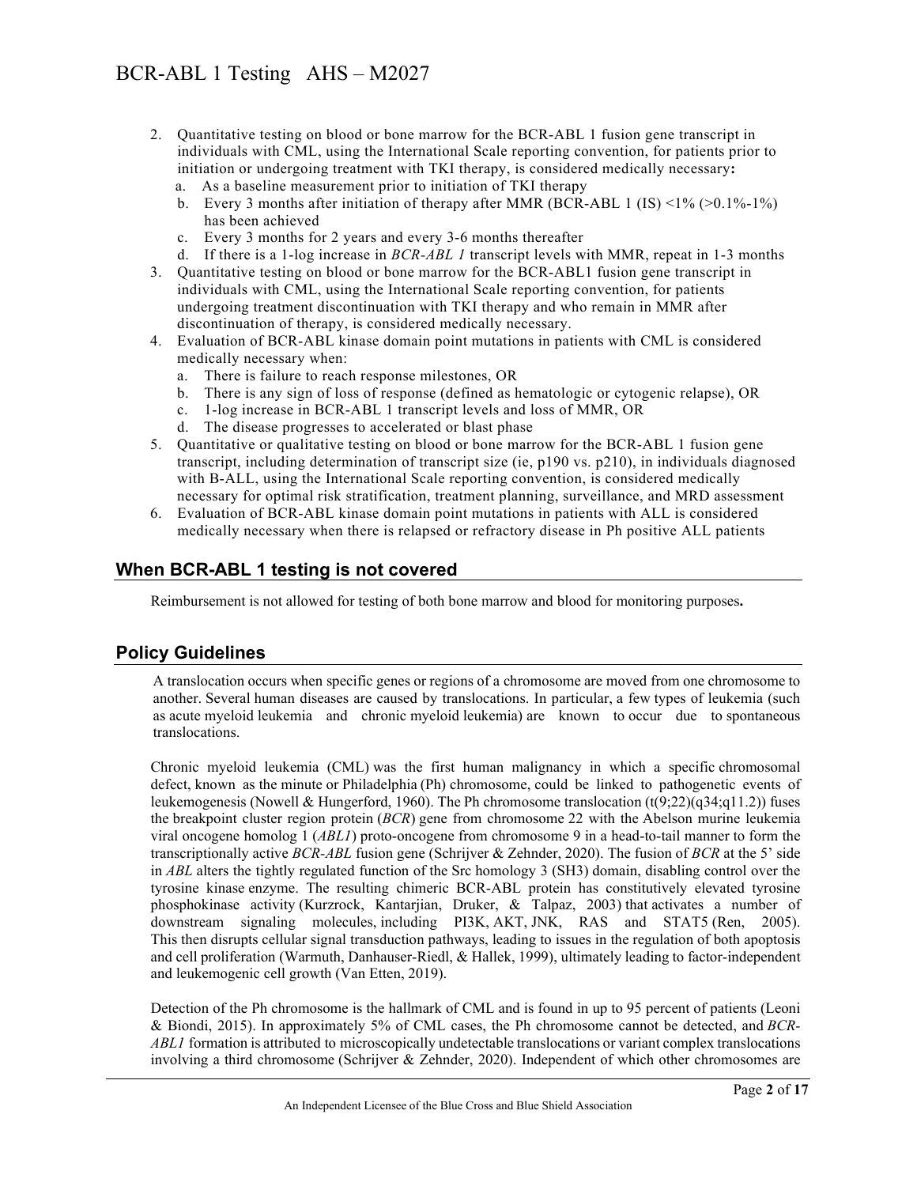2. Quantitative testing on blood or bone marrow for the BCR-ABL 1 fusion gene transcript in individuals with CML, using the International Scale reporting convention, for patients prior to initiation or undergoing treatment with TKI therapy, is considered medically necessary**:**
   a. As a baseline measurement prior to initiation of TKI therapy
   b. Every 3 months after initiation of therapy after MMR (BCR-ABL 1 (IS) <1% (>0.1%-1%) has been achieved
   c. Every 3 months for 2 years and every 3-6 months thereafter
   d. If there is a 1-log increase in *BCR-ABL 1* transcript levels with MMR, repeat in 1-3 months
3. Quantitative testing on blood or bone marrow for the BCR-ABL1 fusion gene transcript in individuals with CML, using the International Scale reporting convention, for patients undergoing treatment discontinuation with TKI therapy and who remain in MMR after discontinuation of therapy, is considered medically necessary.
4. Evaluation of BCR-ABL kinase domain point mutations in patients with CML is considered medically necessary when:
   a. There is failure to reach response milestones, OR
   b. There is any sign of loss of response (defined as hematologic or cytogenic relapse), OR
   c. 1-log increase in BCR-ABL 1 transcript levels and loss of MMR, OR
   d. The disease progresses to accelerated or blast phase
5. Quantitative or qualitative testing on blood or bone marrow for the BCR-ABL 1 fusion gene transcript, including determination of transcript size (ie, p190 vs. p210), in individuals diagnosed with B-ALL, using the International Scale reporting convention, is considered medically necessary for optimal risk stratification, treatment planning, surveillance, and MRD assessment
6. Evaluation of BCR-ABL kinase domain point mutations in patients with ALL is considered medically necessary when there is relapsed or refractory disease in Ph positive ALL patients

## When BCR-ABL 1 testing is not covered

Reimbursement is not allowed for testing of both bone marrow and blood for monitoring purposes**.**

## Policy Guidelines

A translocation occurs when specific genes or regions of a chromosome are moved from one chromosome to another. Several human diseases are caused by translocations. In particular, a few types of leukemia (such as acute myeloid leukemia and chronic myeloid leukemia) are known to occur due to spontaneous translocations.

Chronic myeloid leukemia (CML) was the first human malignancy in which a specific chromosomal defect, known as the minute or Philadelphia (Ph) chromosome, could be linked to pathogenetic events of leukemogenesis (Nowell & Hungerford, 1960). The Ph chromosome translocation (t(9;22)(q34;q11.2)) fuses the breakpoint cluster region protein (*BCR*) gene from chromosome 22 with the Abelson murine leukemia viral oncogene homolog 1 (*ABL1*) proto-oncogene from chromosome 9 in a head-to-tail manner to form the transcriptionally active *BCR-ABL* fusion gene (Schrijver & Zehnder, 2020). The fusion of *BCR* at the 5' side in *ABL* alters the tightly regulated function of the Src homology 3 (SH3) domain, disabling control over the tyrosine kinase enzyme. The resulting chimeric BCR-ABL protein has constitutively elevated tyrosine phosphokinase activity (Kurzrock, Kantarjian, Druker, & Talpaz, 2003) that activates a number of downstream signaling molecules, including PI3K, AKT, JNK, RAS and STAT5 (Ren, 2005). This then disrupts cellular signal transduction pathways, leading to issues in the regulation of both apoptosis and cell proliferation (Warmuth, Danhauser-Riedl, & Hallek, 1999), ultimately leading to factor-independent and leukemogenic cell growth (Van Etten, 2019).

Detection of the Ph chromosome is the hallmark of CML and is found in up to 95 percent of patients (Leoni & Biondi, 2015). In approximately 5% of CML cases, the Ph chromosome cannot be detected, and *BCR-ABL1* formation is attributed to microscopically undetectable translocations or variant complex translocations involving a third chromosome (Schrijver & Zehnder, 2020). Independent of which other chromosomes are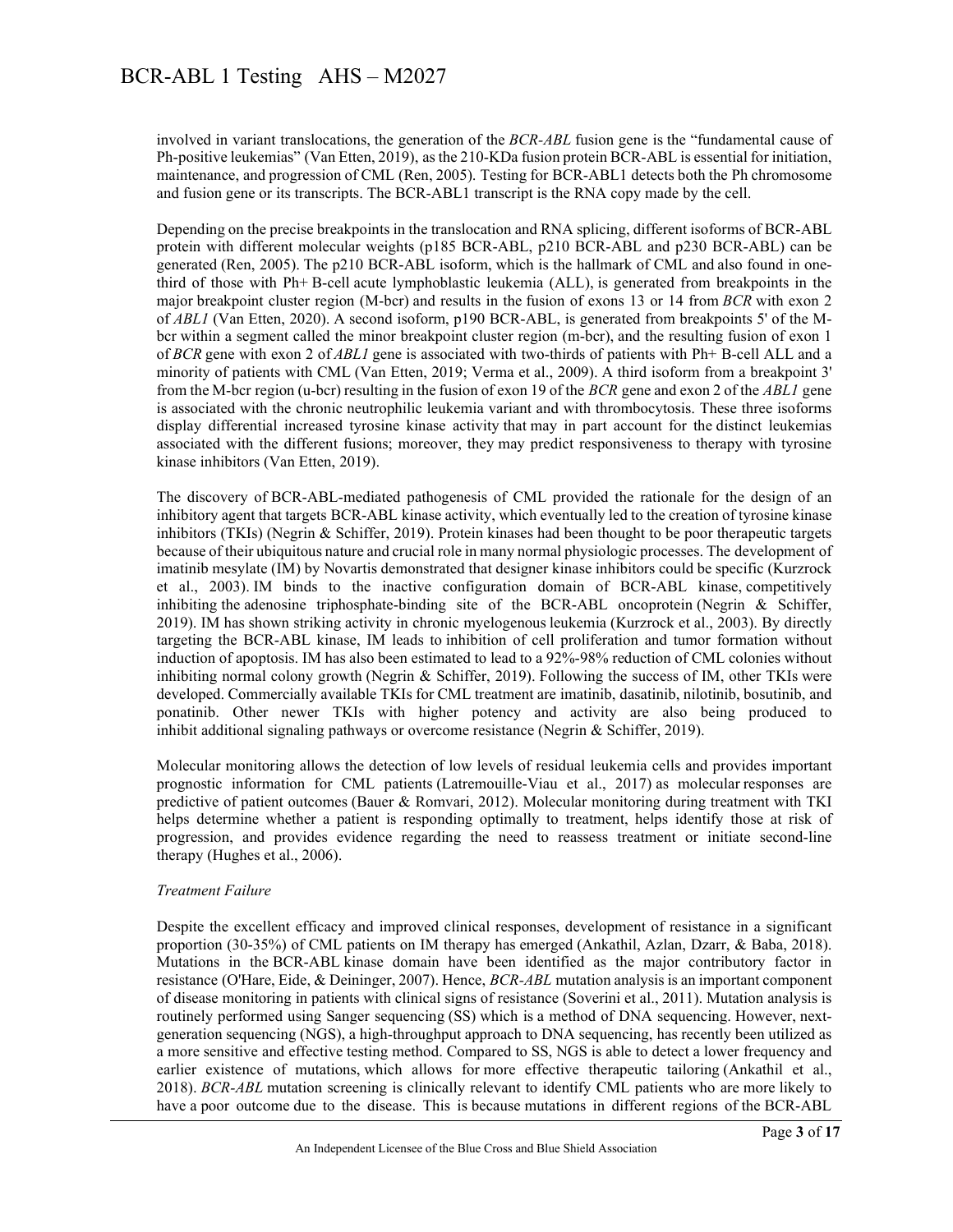involved in variant translocations, the generation of the *BCR-ABL* fusion gene is the "fundamental cause of Ph-positive leukemias" (Van Etten, 2019), as the 210-KDa fusion protein BCR-ABL is essential for initiation, maintenance, and progression of CML (Ren, 2005). Testing for BCR-ABL1 detects both the Ph chromosome and fusion gene or its transcripts. The BCR-ABL1 transcript is the RNA copy made by the cell.

Depending on the precise breakpoints in the translocation and RNA splicing, different isoforms of BCR-ABL protein with different molecular weights (p185 BCR-ABL, p210 BCR-ABL and p230 BCR-ABL) can be generated (Ren, 2005). The p210 BCR-ABL isoform, which is the hallmark of CML and also found in one-third of those with Ph+ B-cell acute lymphoblastic leukemia (ALL), is generated from breakpoints in the major breakpoint cluster region (M-bcr) and results in the fusion of exons 13 or 14 from *BCR* with exon 2 of *ABL1* (Van Etten, 2020). A second isoform, p190 BCR-ABL, is generated from breakpoints 5' of the M-bcr within a segment called the minor breakpoint cluster region (m-bcr), and the resulting fusion of exon 1 of *BCR* gene with exon 2 of *ABL1* gene is associated with two-thirds of patients with Ph+ B-cell ALL and a minority of patients with CML (Van Etten, 2019; Verma et al., 2009). A third isoform from a breakpoint 3' from the M-bcr region (u-bcr) resulting in the fusion of exon 19 of the *BCR* gene and exon 2 of the *ABL1* gene is associated with the chronic neutrophilic leukemia variant and with thrombocytosis. These three isoforms display differential increased tyrosine kinase activity that may in part account for the distinct leukemias associated with the different fusions; moreover, they may predict responsiveness to therapy with tyrosine kinase inhibitors (Van Etten, 2019).

The discovery of BCR-ABL-mediated pathogenesis of CML provided the rationale for the design of an inhibitory agent that targets BCR-ABL kinase activity, which eventually led to the creation of tyrosine kinase inhibitors (TKIs) (Negrin & Schiffer, 2019). Protein kinases had been thought to be poor therapeutic targets because of their ubiquitous nature and crucial role in many normal physiologic processes. The development of imatinib mesylate (IM) by Novartis demonstrated that designer kinase inhibitors could be specific (Kurzrock et al., 2003). IM binds to the inactive configuration domain of BCR-ABL kinase, competitively inhibiting the adenosine triphosphate-binding site of the BCR-ABL oncoprotein (Negrin & Schiffer, 2019). IM has shown striking activity in chronic myelogenous leukemia (Kurzrock et al., 2003). By directly targeting the BCR-ABL kinase, IM leads to inhibition of cell proliferation and tumor formation without induction of apoptosis. IM has also been estimated to lead to a 92%-98% reduction of CML colonies without inhibiting normal colony growth (Negrin & Schiffer, 2019). Following the success of IM, other TKIs were developed. Commercially available TKIs for CML treatment are imatinib, dasatinib, nilotinib, bosutinib, and ponatinib. Other newer TKIs with higher potency and activity are also being produced to inhibit additional signaling pathways or overcome resistance (Negrin & Schiffer, 2019).

Molecular monitoring allows the detection of low levels of residual leukemia cells and provides important prognostic information for CML patients (Latremouille-Viau et al., 2017) as molecular responses are predictive of patient outcomes (Bauer & Romvari, 2012). Molecular monitoring during treatment with TKI helps determine whether a patient is responding optimally to treatment, helps identify those at risk of progression, and provides evidence regarding the need to reassess treatment or initiate second-line therapy (Hughes et al., 2006).

*Treatment Failure*

Despite the excellent efficacy and improved clinical responses, development of resistance in a significant proportion (30-35%) of CML patients on IM therapy has emerged (Ankathil, Azlan, Dzarr, & Baba, 2018). Mutations in the BCR-ABL kinase domain have been identified as the major contributory factor in resistance (O'Hare, Eide, & Deininger, 2007). Hence, *BCR-ABL* mutation analysis is an important component of disease monitoring in patients with clinical signs of resistance (Soverini et al., 2011). Mutation analysis is routinely performed using Sanger sequencing (SS) which is a method of DNA sequencing. However, next-generation sequencing (NGS), a high-throughput approach to DNA sequencing, has recently been utilized as a more sensitive and effective testing method. Compared to SS, NGS is able to detect a lower frequency and earlier existence of mutations, which allows for more effective therapeutic tailoring (Ankathil et al., 2018). *BCR-ABL* mutation screening is clinically relevant to identify CML patients who are more likely to have a poor outcome due to the disease. This is because mutations in different regions of the BCR-ABL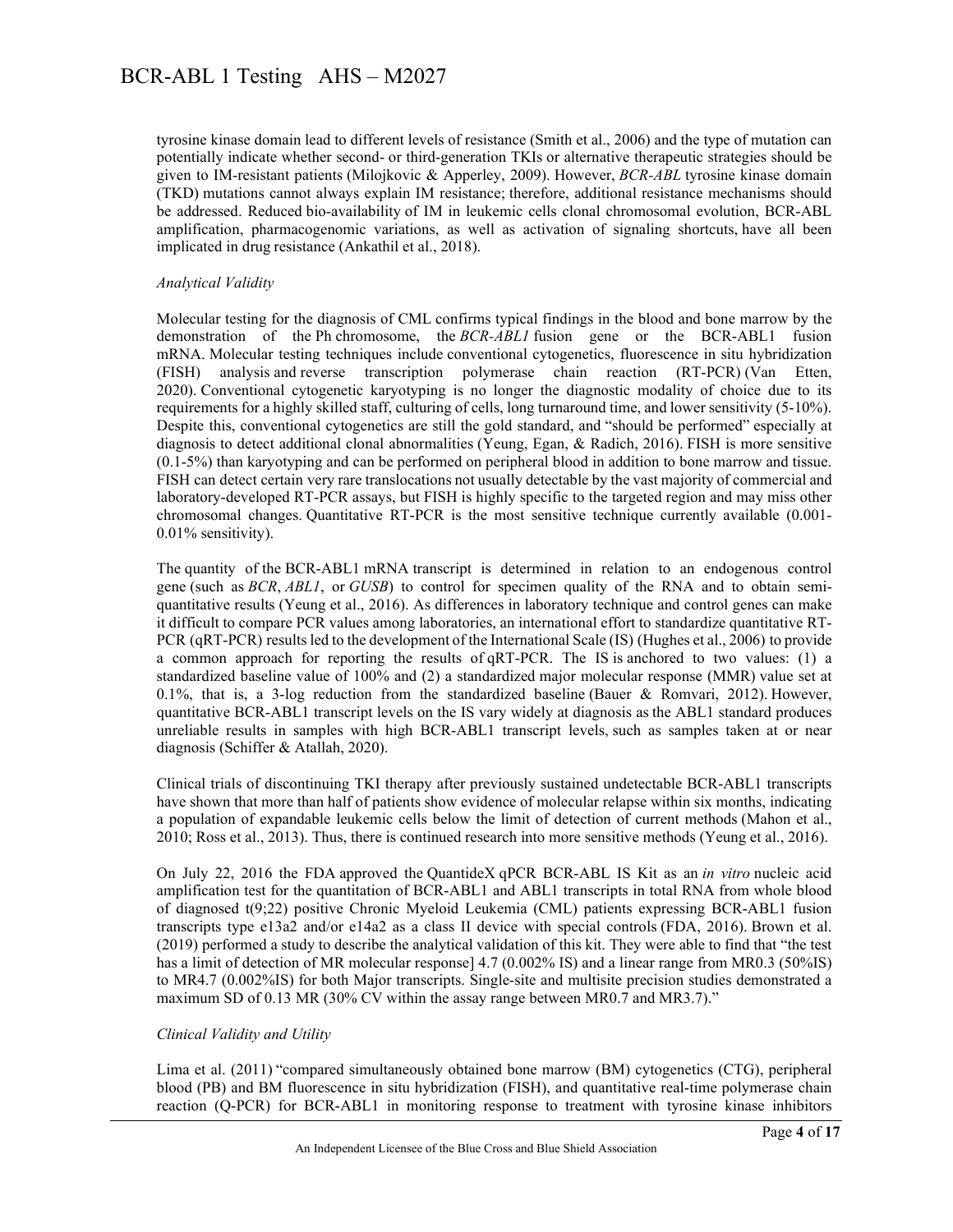tyrosine kinase domain lead to different levels of resistance (Smith et al., 2006) and the type of mutation can potentially indicate whether second- or third-generation TKIs or alternative therapeutic strategies should be given to IM-resistant patients (Milojkovic & Apperley, 2009). However, *BCR-ABL* tyrosine kinase domain (TKD) mutations cannot always explain IM resistance; therefore, additional resistance mechanisms should be addressed. Reduced bio-availability of IM in leukemic cells clonal chromosomal evolution, BCR-ABL amplification, pharmacogenomic variations, as well as activation of signaling shortcuts, have all been implicated in drug resistance (Ankathil et al., 2018).

*Analytical Validity*

Molecular testing for the diagnosis of CML confirms typical findings in the blood and bone marrow by the demonstration of the Ph chromosome, the *BCR-ABL1* fusion gene or the BCR-ABL1 fusion mRNA. Molecular testing techniques include conventional cytogenetics, fluorescence in situ hybridization (FISH) analysis and reverse transcription polymerase chain reaction (RT-PCR) (Van Etten, 2020). Conventional cytogenetic karyotyping is no longer the diagnostic modality of choice due to its requirements for a highly skilled staff, culturing of cells, long turnaround time, and lower sensitivity (5-10%). Despite this, conventional cytogenetics are still the gold standard, and "should be performed" especially at diagnosis to detect additional clonal abnormalities (Yeung, Egan, & Radich, 2016). FISH is more sensitive (0.1-5%) than karyotyping and can be performed on peripheral blood in addition to bone marrow and tissue. FISH can detect certain very rare translocations not usually detectable by the vast majority of commercial and laboratory-developed RT-PCR assays, but FISH is highly specific to the targeted region and may miss other chromosomal changes. Quantitative RT-PCR is the most sensitive technique currently available (0.001-0.01% sensitivity).

The quantity of the BCR-ABL1 mRNA transcript is determined in relation to an endogenous control gene (such as *BCR*, *ABL1*, or *GUSB*) to control for specimen quality of the RNA and to obtain semi-quantitative results (Yeung et al., 2016). As differences in laboratory technique and control genes can make it difficult to compare PCR values among laboratories, an international effort to standardize quantitative RT-PCR (qRT-PCR) results led to the development of the International Scale (IS) (Hughes et al., 2006) to provide a common approach for reporting the results of qRT-PCR. The IS is anchored to two values: (1) a standardized baseline value of 100% and (2) a standardized major molecular response (MMR) value set at 0.1%, that is, a 3-log reduction from the standardized baseline (Bauer & Romvari, 2012). However, quantitative BCR-ABL1 transcript levels on the IS vary widely at diagnosis as the ABL1 standard produces unreliable results in samples with high BCR-ABL1 transcript levels, such as samples taken at or near diagnosis (Schiffer & Atallah, 2020).

Clinical trials of discontinuing TKI therapy after previously sustained undetectable BCR-ABL1 transcripts have shown that more than half of patients show evidence of molecular relapse within six months, indicating a population of expandable leukemic cells below the limit of detection of current methods (Mahon et al., 2010; Ross et al., 2013). Thus, there is continued research into more sensitive methods (Yeung et al., 2016).

On July 22, 2016 the FDA approved the QuantideX qPCR BCR-ABL IS Kit as an *in vitro* nucleic acid amplification test for the quantitation of BCR-ABL1 and ABL1 transcripts in total RNA from whole blood of diagnosed t(9;22) positive Chronic Myeloid Leukemia (CML) patients expressing BCR-ABL1 fusion transcripts type e13a2 and/or e14a2 as a class II device with special controls (FDA, 2016). Brown et al. (2019) performed a study to describe the analytical validation of this kit. They were able to find that "the test has a limit of detection of MR molecular response] 4.7 (0.002% IS) and a linear range from MR0.3 (50%IS) to MR4.7 (0.002%IS) for both Major transcripts. Single-site and multisite precision studies demonstrated a maximum SD of 0.13 MR (30% CV within the assay range between MR0.7 and MR3.7)."

*Clinical Validity and Utility*

Lima et al. (2011) "compared simultaneously obtained bone marrow (BM) cytogenetics (CTG), peripheral blood (PB) and BM fluorescence in situ hybridization (FISH), and quantitative real-time polymerase chain reaction (Q-PCR) for BCR-ABL1 in monitoring response to treatment with tyrosine kinase inhibitors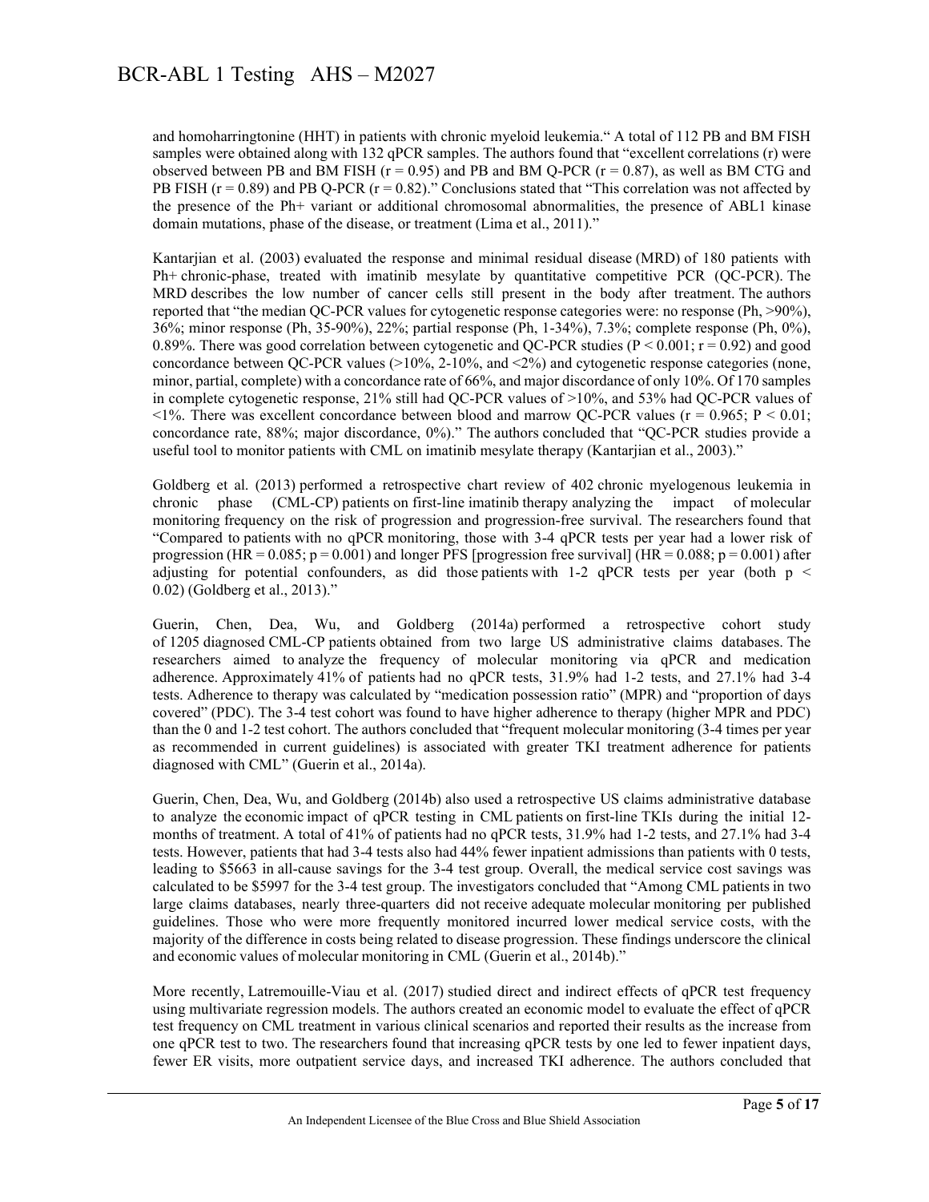and homoharringtonine (HHT) in patients with chronic myeloid leukemia." A total of 112 PB and BM FISH samples were obtained along with 132 qPCR samples. The authors found that "excellent correlations (r) were observed between PB and BM FISH ($r = 0.95$) and PB and BM Q-PCR ($r = 0.87$), as well as BM CTG and PB FISH ($r = 0.89$) and PB Q-PCR ($r = 0.82$)." Conclusions stated that "This correlation was not affected by the presence of the Ph+ variant or additional chromosomal abnormalities, the presence of ABL1 kinase domain mutations, phase of the disease, or treatment (Lima et al., 2011)."

Kantarjian et al. (2003) evaluated the response and minimal residual disease (MRD) of 180 patients with Ph+ chronic-phase, treated with imatinib mesylate by quantitative competitive PCR (QC-PCR). The MRD describes the low number of cancer cells still present in the body after treatment. The authors reported that "the median QC-PCR values for cytogenetic response categories were: no response (Ph, >90%), 36%; minor response (Ph, 35-90%), 22%; partial response (Ph, 1-34%), 7.3%; complete response (Ph, 0%), 0.89%. There was good correlation between cytogenetic and QC-PCR studies ($P < 0.001$; $r = 0.92$) and good concordance between QC-PCR values (>10%, 2-10%, and <2%) and cytogenetic response categories (none, minor, partial, complete) with a concordance rate of 66%, and major discordance of only 10%. Of 170 samples in complete cytogenetic response, 21% still had QC-PCR values of >10%, and 53% had QC-PCR values of <1%. There was excellent concordance between blood and marrow QC-PCR values ($r = 0.965$; $P < 0.01$; concordance rate, 88%; major discordance, 0%)." The authors concluded that "QC-PCR studies provide a useful tool to monitor patients with CML on imatinib mesylate therapy (Kantarjian et al., 2003)."

Goldberg et al. (2013) performed a retrospective chart review of 402 chronic myelogenous leukemia in chronic phase (CML-CP) patients on first-line imatinib therapy analyzing the impact of molecular monitoring frequency on the risk of progression and progression-free survival. The researchers found that "Compared to patients with no qPCR monitoring, those with 3-4 qPCR tests per year had a lower risk of progression ($HR = 0.085$; $p = 0.001$) and longer PFS [progression free survival] ($HR = 0.088$; $p = 0.001$) after adjusting for potential confounders, as did those patients with 1-2 qPCR tests per year (both $p < 0.02$) (Goldberg et al., 2013)."

Guerin, Chen, Dea, Wu, and Goldberg (2014a) performed a retrospective cohort study of 1205 diagnosed CML-CP patients obtained from two large US administrative claims databases. The researchers aimed to analyze the frequency of molecular monitoring via qPCR and medication adherence. Approximately 41% of patients had no qPCR tests, 31.9% had 1-2 tests, and 27.1% had 3-4 tests. Adherence to therapy was calculated by "medication possession ratio" (MPR) and "proportion of days covered" (PDC). The 3-4 test cohort was found to have higher adherence to therapy (higher MPR and PDC) than the 0 and 1-2 test cohort. The authors concluded that "frequent molecular monitoring (3-4 times per year as recommended in current guidelines) is associated with greater TKI treatment adherence for patients diagnosed with CML" (Guerin et al., 2014a).

Guerin, Chen, Dea, Wu, and Goldberg (2014b) also used a retrospective US claims administrative database to analyze the economic impact of qPCR testing in CML patients on first-line TKIs during the initial 12-months of treatment. A total of 41% of patients had no qPCR tests, 31.9% had 1-2 tests, and 27.1% had 3-4 tests. However, patients that had 3-4 tests also had 44% fewer inpatient admissions than patients with 0 tests, leading to $5663 in all-cause savings for the 3-4 test group. Overall, the medical service cost savings was calculated to be $5997 for the 3-4 test group. The investigators concluded that "Among CML patients in two large claims databases, nearly three-quarters did not receive adequate molecular monitoring per published guidelines. Those who were more frequently monitored incurred lower medical service costs, with the majority of the difference in costs being related to disease progression. These findings underscore the clinical and economic values of molecular monitoring in CML (Guerin et al., 2014b)."

More recently, Latremouille-Viau et al. (2017) studied direct and indirect effects of qPCR test frequency using multivariate regression models. The authors created an economic model to evaluate the effect of qPCR test frequency on CML treatment in various clinical scenarios and reported their results as the increase from one qPCR test to two. The researchers found that increasing qPCR tests by one led to fewer inpatient days, fewer ER visits, more outpatient service days, and increased TKI adherence. The authors concluded that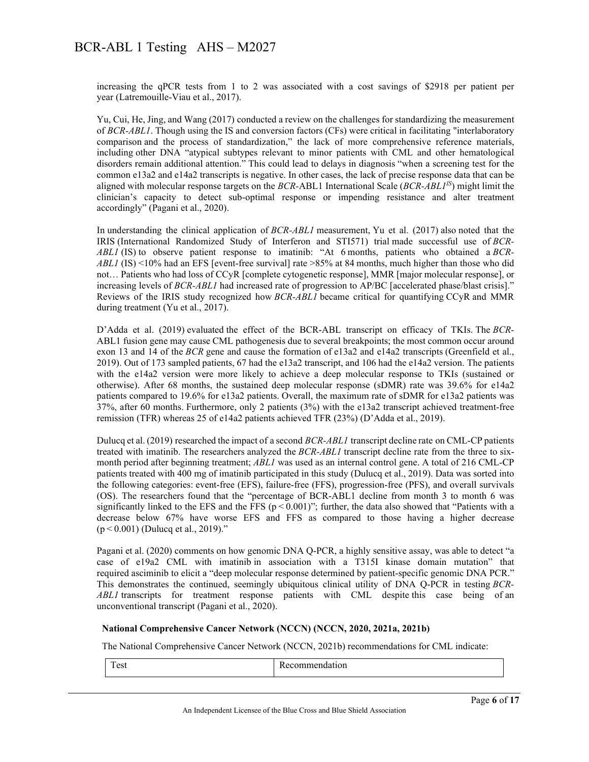increasing the qPCR tests from 1 to 2 was associated with a cost savings of $2918 per patient per year (Latremouille-Viau et al., 2017).

Yu, Cui, He, Jing, and Wang (2017) conducted a review on the challenges for standardizing the measurement of *BCR-ABL1*. Though using the IS and conversion factors (CFs) were critical in facilitating "interlaboratory comparison and the process of standardization," the lack of more comprehensive reference materials, including other DNA "atypical subtypes relevant to minor patients with CML and other hematological disorders remain additional attention." This could lead to delays in diagnosis "when a screening test for the common e13a2 and e14a2 transcripts is negative. In other cases, the lack of precise response data that can be aligned with molecular response targets on the *BCR*-ABL1 International Scale (*BCR-ABL1[IS]*) might limit the clinician's capacity to detect sub-optimal response or impending resistance and alter treatment accordingly" (Pagani et al., 2020).

In understanding the clinical application of *BCR-ABL1* measurement, Yu et al. (2017) also noted that the IRIS (International Randomized Study of Interferon and STI571) trial made successful use of *BCR-ABL1* (IS) to observe patient response to imatinib: "At 6 months, patients who obtained a *BCR-ABL1* (IS) <10% had an EFS [event-free survival] rate >85% at 84 months, much higher than those who did not… Patients who had loss of CCyR [complete cytogenetic response], MMR [major molecular response], or increasing levels of *BCR-ABL1* had increased rate of progression to AP/BC [accelerated phase/blast crisis]." Reviews of the IRIS study recognized how *BCR-ABL1* became critical for quantifying CCyR and MMR during treatment (Yu et al., 2017).

D'Adda et al. (2019) evaluated the effect of the BCR-ABL transcript on efficacy of TKIs. The *BCR*-ABL1 fusion gene may cause CML pathogenesis due to several breakpoints; the most common occur around exon 13 and 14 of the *BCR* gene and cause the formation of e13a2 and e14a2 transcripts (Greenfield et al., 2019). Out of 173 sampled patients, 67 had the e13a2 transcript, and 106 had the e14a2 version. The patients with the e14a2 version were more likely to achieve a deep molecular response to TKIs (sustained or otherwise). After 68 months, the sustained deep molecular response (sDMR) rate was 39.6% for e14a2 patients compared to 19.6% for e13a2 patients. Overall, the maximum rate of sDMR for e13a2 patients was 37%, after 60 months. Furthermore, only 2 patients (3%) with the e13a2 transcript achieved treatment-free remission (TFR) whereas 25 of e14a2 patients achieved TFR (23%) (D'Adda et al., 2019).

Dulucq et al. (2019) researched the impact of a second *BCR-ABL1* transcript decline rate on CML-CP patients treated with imatinib. The researchers analyzed the *BCR-ABL1* transcript decline rate from the three to six-month period after beginning treatment; *ABL1* was used as an internal control gene. A total of 216 CML-CP patients treated with 400 mg of imatinib participated in this study (Dulucq et al., 2019). Data was sorted into the following categories: event-free (EFS), failure-free (FFS), progression-free (PFS), and overall survivals (OS). The researchers found that the "percentage of BCR-ABL1 decline from month 3 to month 6 was significantly linked to the EFS and the FFS ($p < 0.001$)"; further, the data also showed that "Patients with a decrease below 67% have worse EFS and FFS as compared to those having a higher decrease ($p < 0.001$) (Dulucq et al., 2019)."

Pagani et al. (2020) comments on how genomic DNA Q-PCR, a highly sensitive assay, was able to detect "a case of e19a2 CML with imatinib in association with a T315I kinase domain mutation" that required asciminib to elicit a "deep molecular response determined by patient-specific genomic DNA PCR." This demonstrates the continued, seemingly ubiquitous clinical utility of DNA Q-PCR in testing *BCR-ABL1* transcripts for treatment response patients with CML despite this case being of an unconventional transcript (Pagani et al., 2020).

**National Comprehensive Cancer Network (NCCN) (NCCN, 2020, 2021a, 2021b)**

The National Comprehensive Cancer Network (NCCN, 2021b) recommendations for CML indicate:

| Test | Recommendation |
|---|---|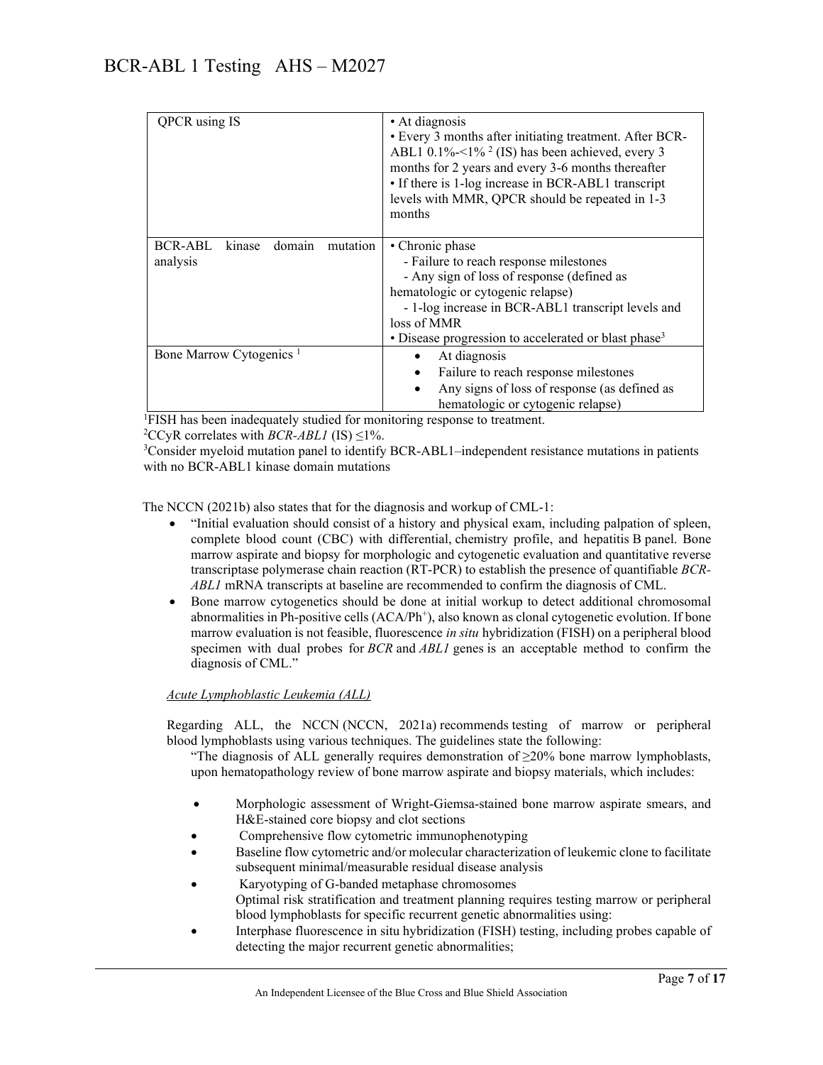| QPCR using IS | • At diagnosis<br>• Every 3 months after initiating treatment. After BCR-ABL1 0.1%-<1% [2] (IS) has been achieved, every 3 months for 2 years and every 3-6 months thereafter<br>• If there is 1-log increase in BCR-ABL1 transcript levels with MMR, QPCR should be repeated in 1-3 months |
|---|---|
| BCR-ABL kinase domain mutation analysis | • Chronic phase<br>- Failure to reach response milestones<br>- Any sign of loss of response (defined as hematologic or cytogenic relapse)<br>- 1-log increase in BCR-ABL1 transcript levels and loss of MMR<br>• Disease progression to accelerated or blast phase[3] |
| Bone Marrow Cytogenics [1] | • At diagnosis<br>• Failure to reach response milestones<br>• Any signs of loss of response (as defined as hematologic or cytogenic relapse) |

[1]FISH has been inadequately studied for monitoring response to treatment.
[2]CCyR correlates with *BCR-ABL1* (IS) ≤1%.
[3]Consider myeloid mutation panel to identify BCR-ABL1–independent resistance mutations in patients with no BCR-ABL1 kinase domain mutations

The NCCN (2021b) also states that for the diagnosis and workup of CML-1:

- "Initial evaluation should consist of a history and physical exam, including palpation of spleen, complete blood count (CBC) with differential, chemistry profile, and hepatitis B panel. Bone marrow aspirate and biopsy for morphologic and cytogenetic evaluation and quantitative reverse transcriptase polymerase chain reaction (RT-PCR) to establish the presence of quantifiable *BCR-ABL1* mRNA transcripts at baseline are recommended to confirm the diagnosis of CML.
- Bone marrow cytogenetics should be done at initial workup to detect additional chromosomal abnormalities in Ph-positive cells ($ACA/Ph^+$), also known as clonal cytogenetic evolution. If bone marrow evaluation is not feasible, fluorescence *in situ* hybridization (FISH) on a peripheral blood specimen with dual probes for *BCR* and *ABL1* genes is an acceptable method to confirm the diagnosis of CML."

*Acute Lymphoblastic Leukemia (ALL)*

Regarding ALL, the NCCN (NCCN, 2021a) recommends testing of marrow or peripheral blood lymphoblasts using various techniques. The guidelines state the following:

"The diagnosis of ALL generally requires demonstration of ≥20% bone marrow lymphoblasts, upon hematopathology review of bone marrow aspirate and biopsy materials, which includes:

- Morphologic assessment of Wright-Giemsa-stained bone marrow aspirate smears, and H&E-stained core biopsy and clot sections
- Comprehensive flow cytometric immunophenotyping
- Baseline flow cytometric and/or molecular characterization of leukemic clone to facilitate subsequent minimal/measurable residual disease analysis
- Karyotyping of G-banded metaphase chromosomes
  Optimal risk stratification and treatment planning requires testing marrow or peripheral blood lymphoblasts for specific recurrent genetic abnormalities using:
- Interphase fluorescence in situ hybridization (FISH) testing, including probes capable of detecting the major recurrent genetic abnormalities;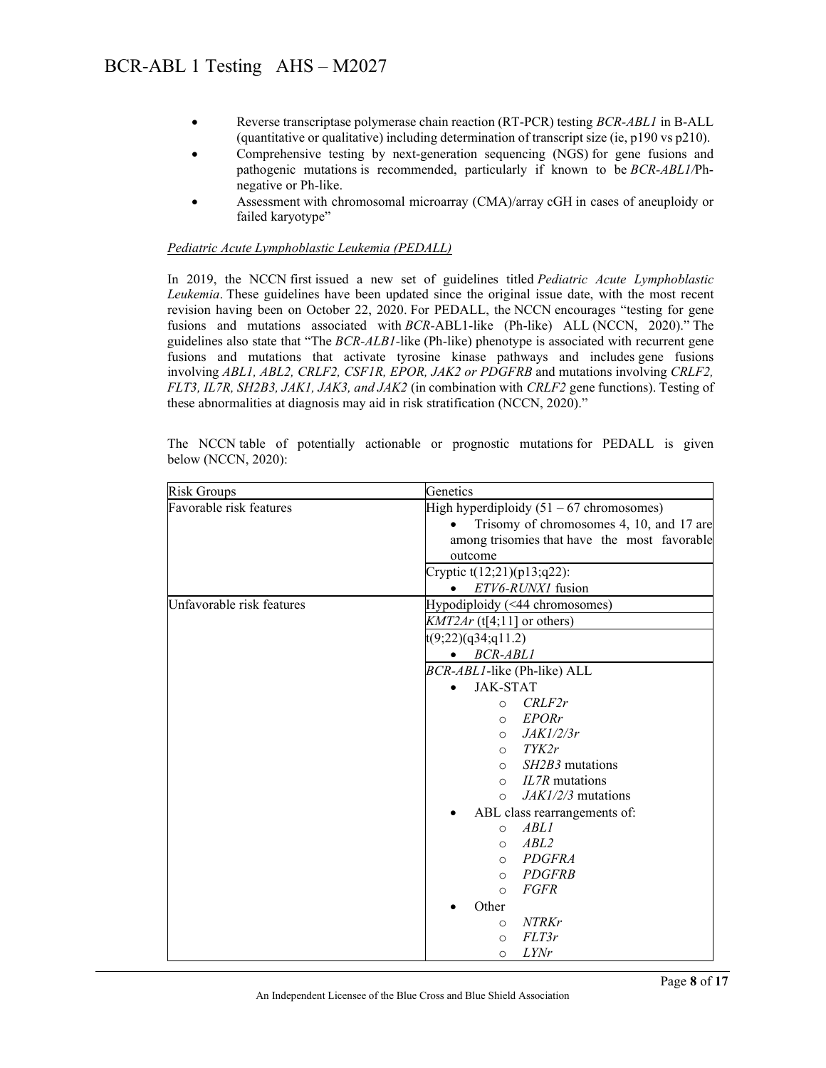- Reverse transcriptase polymerase chain reaction (RT-PCR) testing *BCR-ABL1* in B-ALL (quantitative or qualitative) including determination of transcript size (ie, p190 vs p210).
- Comprehensive testing by next-generation sequencing (NGS) for gene fusions and pathogenic mutations is recommended, particularly if known to be *BCR-ABL1/*Ph-negative or Ph-like.
- Assessment with chromosomal microarray (CMA)/array cGH in cases of aneuploidy or failed karyotype"

*Pediatric Acute Lymphoblastic Leukemia (PEDALL)*

In 2019, the NCCN first issued a new set of guidelines titled *Pediatric Acute Lymphoblastic Leukemia*. These guidelines have been updated since the original issue date, with the most recent revision having been on October 22, 2020. For PEDALL, the NCCN encourages "testing for gene fusions and mutations associated with *BCR*-ABL1-like (Ph-like) ALL (NCCN, 2020)." The guidelines also state that "The *BCR-ALB1*-like (Ph-like) phenotype is associated with recurrent gene fusions and mutations that activate tyrosine kinase pathways and includes gene fusions involving *ABL1, ABL2, CRLF2, CSF1R, EPOR, JAK2 or PDGFRB* and mutations involving *CRLF2, FLT3, IL7R, SH2B3, JAK1, JAK3, and JAK2* (in combination with *CRLF2* gene functions). Testing of these abnormalities at diagnosis may aid in risk stratification (NCCN, 2020)."

The NCCN table of potentially actionable or prognostic mutations for PEDALL is given below (NCCN, 2020):

| Risk Groups | Genetics |
|---|---|
| Favorable risk features | High hyperdiploidy (51 – 67 chromosomes)<br>• Trisomy of chromosomes 4, 10, and 17 are among trisomies that have the most favorable outcome |
| | Cryptic t(12;21)(p13;q22):<br>• *ETV6-RUNX1* fusion |
| Unfavorable risk features | Hypodiploidy (<44 chromosomes) |
| | *KMT2Ar* (t[4;11] or others) |
| | t(9;22)(q34;q11.2)<br>• *BCR-ABL1* |
| | *BCR-ABL1*-like (Ph-like) ALL<br>• JAK-STAT<br>○ *CRLF2r*<br>○ *EPORr*<br>○ *JAK1/2/3r*<br>○ *TYK2r*<br>○ *SH2B3* mutations<br>○ *IL7R* mutations<br>○ *JAK1/2/3* mutations<br>• ABL class rearrangements of:<br>○ *ABL1*<br>○ *ABL2*<br>○ *PDGFRA*<br>○ *PDGFRB*<br>○ *FGFR*<br>• Other<br>○ *NTRKr*<br>○ *FLT3r*<br>○ *LYNr* |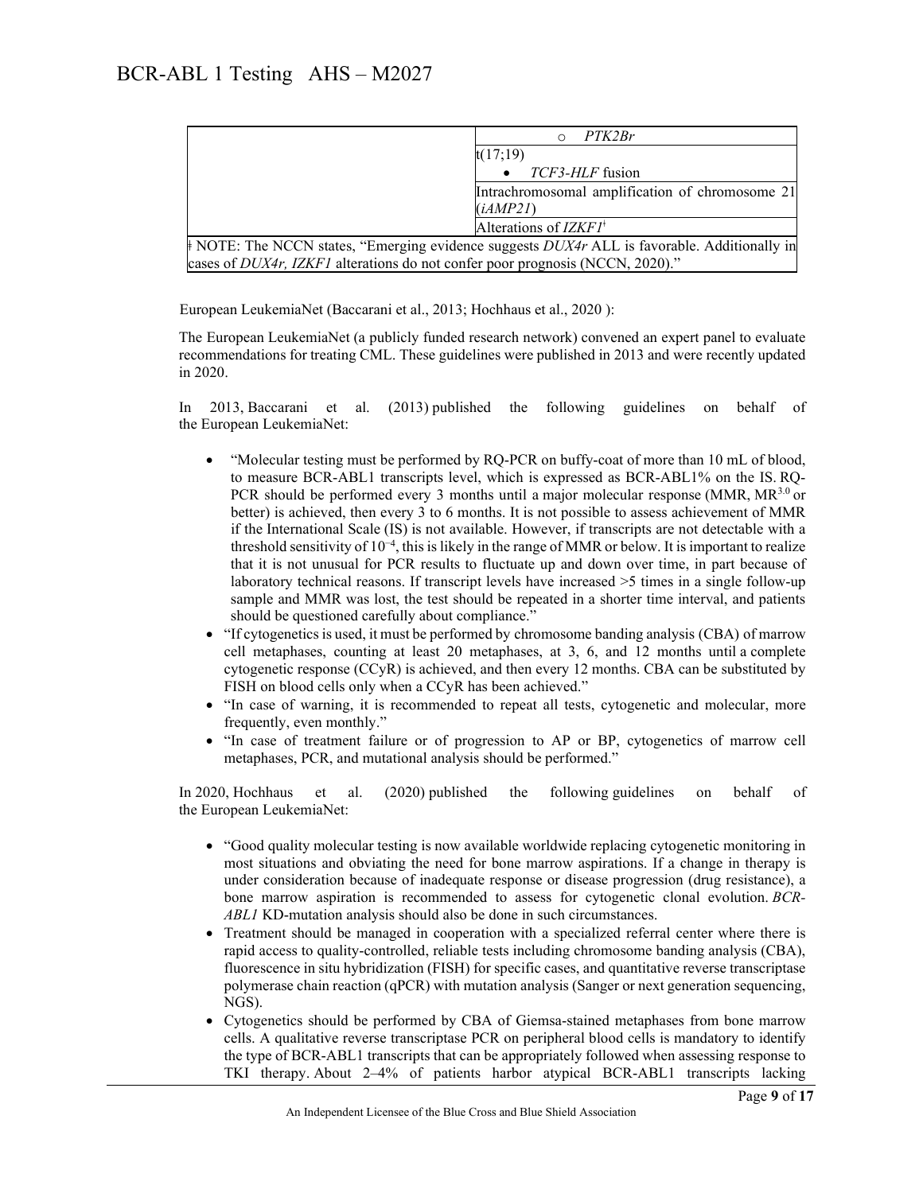| | ○ *PTK2Br* |
|---|---|
| | t(17;19)<br>• *TCF3-HLF* fusion |
| | Intrachromosomal amplification of chromosome 21 (*iAMP21*) |
| | Alterations of *IZKF1*ǂ |
| ǂ NOTE: The NCCN states, "Emerging evidence suggests *DUX4r* ALL is favorable. Additionally in cases of *DUX4r, IZKF1* alterations do not confer poor prognosis (NCCN, 2020)." | |

European LeukemiaNet (Baccarani et al., 2013; Hochhaus et al., 2020 ):

The European LeukemiaNet (a publicly funded research network) convened an expert panel to evaluate recommendations for treating CML. These guidelines were published in 2013 and were recently updated in 2020.

In 2013, Baccarani et al. (2013) published the following guidelines on behalf of the European LeukemiaNet:

- "Molecular testing must be performed by RQ-PCR on buffy-coat of more than 10 mL of blood, to measure BCR-ABL1 transcripts level, which is expressed as BCR-ABL1% on the IS. RQ-PCR should be performed every 3 months until a major molecular response (MMR, $MR^{3.0}$ or better) is achieved, then every 3 to 6 months. It is not possible to assess achievement of MMR if the International Scale (IS) is not available. However, if transcripts are not detectable with a threshold sensitivity of $10^{-4}$, this is likely in the range of MMR or below. It is important to realize that it is not unusual for PCR results to fluctuate up and down over time, in part because of laboratory technical reasons. If transcript levels have increased >5 times in a single follow-up sample and MMR was lost, the test should be repeated in a shorter time interval, and patients should be questioned carefully about compliance."
- "If cytogenetics is used, it must be performed by chromosome banding analysis (CBA) of marrow cell metaphases, counting at least 20 metaphases, at 3, 6, and 12 months until a complete cytogenetic response (CCyR) is achieved, and then every 12 months. CBA can be substituted by FISH on blood cells only when a CCyR has been achieved."
- "In case of warning, it is recommended to repeat all tests, cytogenetic and molecular, more frequently, even monthly."
- "In case of treatment failure or of progression to AP or BP, cytogenetics of marrow cell metaphases, PCR, and mutational analysis should be performed."

In 2020, Hochhaus et al. (2020) published the following guidelines on behalf of the European LeukemiaNet:

- "Good quality molecular testing is now available worldwide replacing cytogenetic monitoring in most situations and obviating the need for bone marrow aspirations. If a change in therapy is under consideration because of inadequate response or disease progression (drug resistance), a bone marrow aspiration is recommended to assess for cytogenetic clonal evolution. *BCR-ABL1* KD-mutation analysis should also be done in such circumstances.
- Treatment should be managed in cooperation with a specialized referral center where there is rapid access to quality-controlled, reliable tests including chromosome banding analysis (CBA), fluorescence in situ hybridization (FISH) for specific cases, and quantitative reverse transcriptase polymerase chain reaction (qPCR) with mutation analysis (Sanger or next generation sequencing, NGS).
- Cytogenetics should be performed by CBA of Giemsa-stained metaphases from bone marrow cells. A qualitative reverse transcriptase PCR on peripheral blood cells is mandatory to identify the type of BCR-ABL1 transcripts that can be appropriately followed when assessing response to TKI therapy. About 2–4% of patients harbor atypical BCR-ABL1 transcripts lacking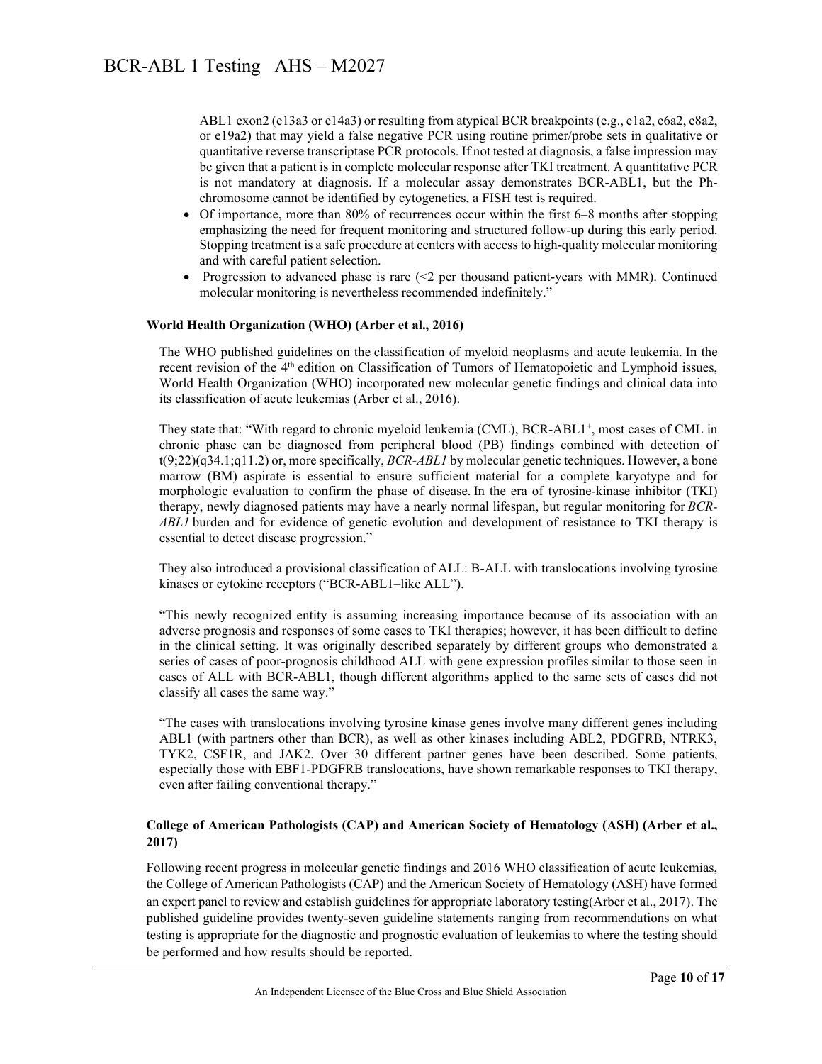ABL1 exon2 (e13a3 or e14a3) or resulting from atypical BCR breakpoints (e.g., e1a2, e6a2, e8a2, or e19a2) that may yield a false negative PCR using routine primer/probe sets in qualitative or quantitative reverse transcriptase PCR protocols. If not tested at diagnosis, a false impression may be given that a patient is in complete molecular response after TKI treatment. A quantitative PCR is not mandatory at diagnosis. If a molecular assay demonstrates BCR-ABL1, but the Ph-chromosome cannot be identified by cytogenetics, a FISH test is required.

- Of importance, more than 80% of recurrences occur within the first 6–8 months after stopping emphasizing the need for frequent monitoring and structured follow-up during this early period. Stopping treatment is a safe procedure at centers with access to high-quality molecular monitoring and with careful patient selection.
- Progression to advanced phase is rare (<2 per thousand patient-years with MMR). Continued molecular monitoring is nevertheless recommended indefinitely."

**World Health Organization (WHO) (Arber et al., 2016)**

The WHO published guidelines on the classification of myeloid neoplasms and acute leukemia. In the recent revision of the 4th edition on Classification of Tumors of Hematopoietic and Lymphoid issues, World Health Organization (WHO) incorporated new molecular genetic findings and clinical data into its classification of acute leukemias (Arber et al., 2016).

They state that: "With regard to chronic myeloid leukemia (CML), BCR-ABL1+, most cases of CML in chronic phase can be diagnosed from peripheral blood (PB) findings combined with detection of t(9;22)(q34.1;q11.2) or, more specifically, *BCR-ABL1* by molecular genetic techniques. However, a bone marrow (BM) aspirate is essential to ensure sufficient material for a complete karyotype and for morphologic evaluation to confirm the phase of disease. In the era of tyrosine-kinase inhibitor (TKI) therapy, newly diagnosed patients may have a nearly normal lifespan, but regular monitoring for *BCR-ABL1* burden and for evidence of genetic evolution and development of resistance to TKI therapy is essential to detect disease progression."

They also introduced a provisional classification of ALL: B-ALL with translocations involving tyrosine kinases or cytokine receptors ("BCR-ABL1–like ALL").

"This newly recognized entity is assuming increasing importance because of its association with an adverse prognosis and responses of some cases to TKI therapies; however, it has been difficult to define in the clinical setting. It was originally described separately by different groups who demonstrated a series of cases of poor-prognosis childhood ALL with gene expression profiles similar to those seen in cases of ALL with BCR-ABL1, though different algorithms applied to the same sets of cases did not classify all cases the same way."

"The cases with translocations involving tyrosine kinase genes involve many different genes including ABL1 (with partners other than BCR), as well as other kinases including ABL2, PDGFRB, NTRK3, TYK2, CSF1R, and JAK2. Over 30 different partner genes have been described. Some patients, especially those with EBF1-PDGFRB translocations, have shown remarkable responses to TKI therapy, even after failing conventional therapy."

**College of American Pathologists (CAP) and American Society of Hematology (ASH) (Arber et al., 2017)**

Following recent progress in molecular genetic findings and 2016 WHO classification of acute leukemias, the College of American Pathologists (CAP) and the American Society of Hematology (ASH) have formed an expert panel to review and establish guidelines for appropriate laboratory testing(Arber et al., 2017). The published guideline provides twenty-seven guideline statements ranging from recommendations on what testing is appropriate for the diagnostic and prognostic evaluation of leukemias to where the testing should be performed and how results should be reported.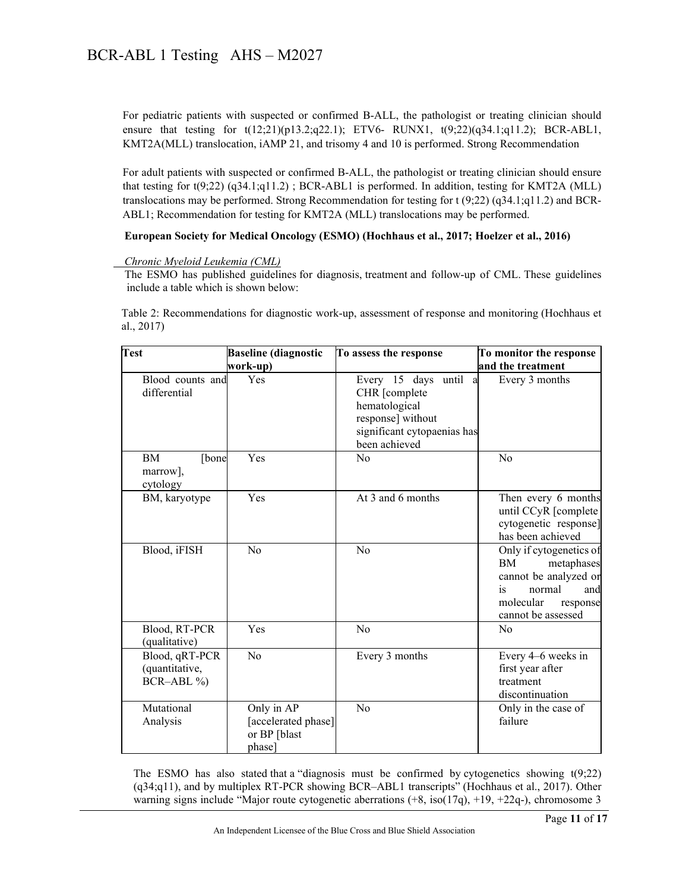For pediatric patients with suspected or confirmed B-ALL, the pathologist or treating clinician should ensure that testing for t(12;21)(p13.2;q22.1); ETV6- RUNX1, t(9;22)(q34.1;q11.2); BCR-ABL1, KMT2A(MLL) translocation, iAMP 21, and trisomy 4 and 10 is performed. Strong Recommendation

For adult patients with suspected or confirmed B-ALL, the pathologist or treating clinician should ensure that testing for t(9;22) (q34.1;q11.2) ; BCR-ABL1 is performed. In addition, testing for KMT2A (MLL) translocations may be performed. Strong Recommendation for testing for t (9;22) (q34.1;q11.2) and BCR-ABL1; Recommendation for testing for KMT2A (MLL) translocations may be performed.

**European Society for Medical Oncology (ESMO) (Hochhaus et al., 2017; Hoelzer et al., 2016)**

*Chronic Myeloid Leukemia (CML)*

The ESMO has published guidelines for diagnosis, treatment and follow-up of CML. These guidelines include a table which is shown below:

Table 2: Recommendations for diagnostic work-up, assessment of response and monitoring (Hochhaus et al., 2017)

| Test | Baseline (diagnostic work-up) | To assess the response | To monitor the response and the treatment |
|---|---|---|---|
| Blood counts and differential | Yes | Every 15 days until a CHR [complete hematological response] without significant cytopaenias has been achieved | Every 3 months |
| BM [bone marrow], cytology | Yes | No | No |
| BM, karyotype | Yes | At 3 and 6 months | Then every 6 months until CCyR [complete cytogenetic response] has been achieved |
| Blood, iFISH | No | No | Only if cytogenetics of BM metaphases cannot be analyzed or is normal and molecular response cannot be assessed |
| Blood, RT-PCR (qualitative) | Yes | No | No |
| Blood, qRT-PCR (quantitative, BCR–ABL %) | No | Every 3 months | Every 4–6 weeks in first year after treatment discontinuation |
| Mutational Analysis | Only in AP [accelerated phase] or BP [blast phase] | No | Only in the case of failure |

The ESMO has also stated that a "diagnosis must be confirmed by cytogenetics showing t(9;22) (q34;q11), and by multiplex RT-PCR showing BCR–ABL1 transcripts" (Hochhaus et al., 2017). Other warning signs include "Major route cytogenetic aberrations (+8, iso(17q), +19, +22q-), chromosome 3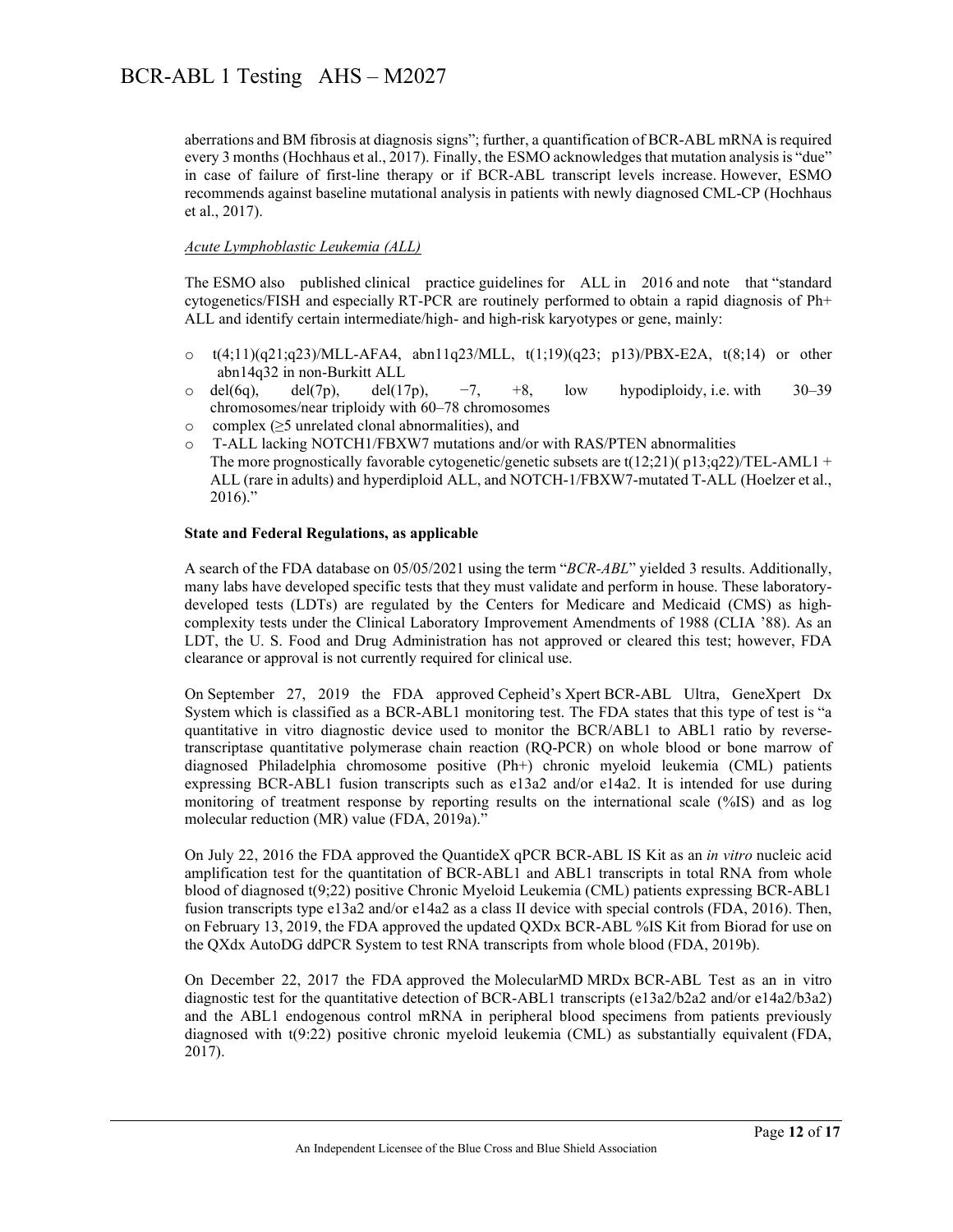aberrations and BM fibrosis at diagnosis signs"; further, a quantification of BCR-ABL mRNA is required every 3 months (Hochhaus et al., 2017). Finally, the ESMO acknowledges that mutation analysis is "due" in case of failure of first-line therapy or if BCR-ABL transcript levels increase. However, ESMO recommends against baseline mutational analysis in patients with newly diagnosed CML-CP (Hochhaus et al., 2017).

*Acute Lymphoblastic Leukemia (ALL)*

The ESMO also published clinical practice guidelines for ALL in 2016 and note that "standard cytogenetics/FISH and especially RT-PCR are routinely performed to obtain a rapid diagnosis of Ph+ ALL and identify certain intermediate/high- and high-risk karyotypes or gene, mainly:

- t(4;11)(q21;q23)/MLL-AFA4, abn11q23/MLL, t(1;19)(q23; p13)/PBX-E2A, t(8;14) or other abn14q32 in non-Burkitt ALL
- del(6q), del(7p), del(17p), −7, +8, low hypodiploidy, i.e. with 30–39 chromosomes/near triploidy with 60–78 chromosomes
- complex (≥5 unrelated clonal abnormalities), and
- T-ALL lacking NOTCH1/FBXW7 mutations and/or with RAS/PTEN abnormalities
  The more prognostically favorable cytogenetic/genetic subsets are t(12;21)( p13;q22)/TEL-AML1 + ALL (rare in adults) and hyperdiploid ALL, and NOTCH-1/FBXW7-mutated T-ALL (Hoelzer et al., 2016)."

**State and Federal Regulations, as applicable**

A search of the FDA database on 05/05/2021 using the term "*BCR-ABL*" yielded 3 results. Additionally, many labs have developed specific tests that they must validate and perform in house. These laboratory-developed tests (LDTs) are regulated by the Centers for Medicare and Medicaid (CMS) as high-complexity tests under the Clinical Laboratory Improvement Amendments of 1988 (CLIA '88). As an LDT, the U. S. Food and Drug Administration has not approved or cleared this test; however, FDA clearance or approval is not currently required for clinical use.

On September 27, 2019 the FDA approved Cepheid's Xpert BCR-ABL Ultra, GeneXpert Dx System which is classified as a BCR-ABL1 monitoring test. The FDA states that this type of test is "a quantitative in vitro diagnostic device used to monitor the BCR/ABL1 to ABL1 ratio by reverse-transcriptase quantitative polymerase chain reaction (RQ-PCR) on whole blood or bone marrow of diagnosed Philadelphia chromosome positive (Ph+) chronic myeloid leukemia (CML) patients expressing BCR-ABL1 fusion transcripts such as e13a2 and/or e14a2. It is intended for use during monitoring of treatment response by reporting results on the international scale (%IS) and as log molecular reduction (MR) value (FDA, 2019a)."

On July 22, 2016 the FDA approved the QuantideX qPCR BCR-ABL IS Kit as an *in vitro* nucleic acid amplification test for the quantitation of BCR-ABL1 and ABL1 transcripts in total RNA from whole blood of diagnosed t(9;22) positive Chronic Myeloid Leukemia (CML) patients expressing BCR-ABL1 fusion transcripts type e13a2 and/or e14a2 as a class II device with special controls (FDA, 2016). Then, on February 13, 2019, the FDA approved the updated QXDx BCR-ABL %IS Kit from Biorad for use on the QXdx AutoDG ddPCR System to test RNA transcripts from whole blood (FDA, 2019b).

On December 22, 2017 the FDA approved the MolecularMD MRDx BCR-ABL Test as an in vitro diagnostic test for the quantitative detection of BCR-ABL1 transcripts (e13a2/b2a2 and/or e14a2/b3a2) and the ABL1 endogenous control mRNA in peripheral blood specimens from patients previously diagnosed with t(9:22) positive chronic myeloid leukemia (CML) as substantially equivalent (FDA, 2017).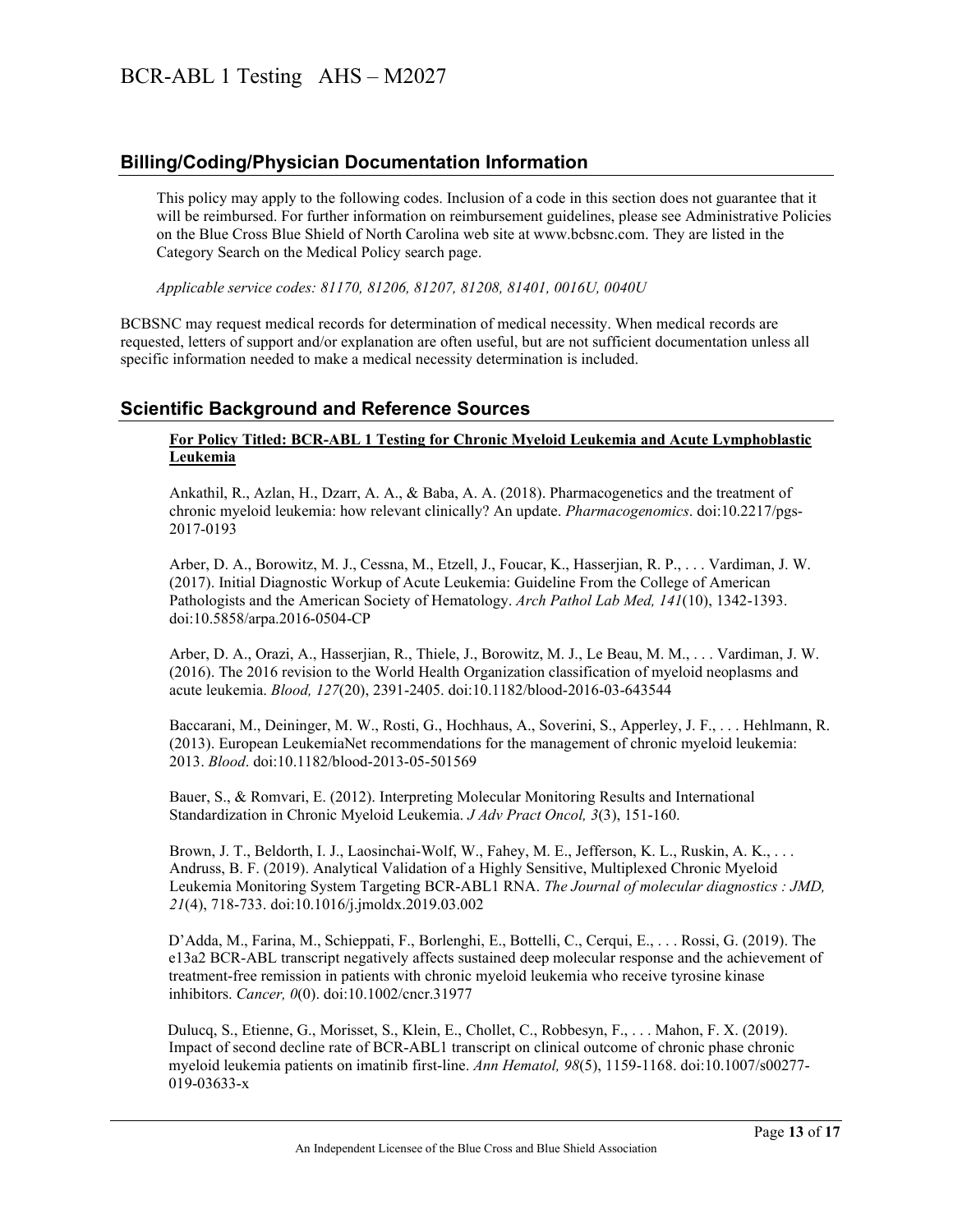## Billing/Coding/Physician Documentation Information

This policy may apply to the following codes. Inclusion of a code in this section does not guarantee that it will be reimbursed. For further information on reimbursement guidelines, please see Administrative Policies on the Blue Cross Blue Shield of North Carolina web site at www.bcbsnc.com. They are listed in the Category Search on the Medical Policy search page.

*Applicable service codes: 81170, 81206, 81207, 81208, 81401, 0016U, 0040U*

BCBSNC may request medical records for determination of medical necessity. When medical records are requested, letters of support and/or explanation are often useful, but are not sufficient documentation unless all specific information needed to make a medical necessity determination is included.

## Scientific Background and Reference Sources

**For Policy Titled: BCR-ABL 1 Testing for Chronic Myeloid Leukemia and Acute Lymphoblastic Leukemia**

Ankathil, R., Azlan, H., Dzarr, A. A., & Baba, A. A. (2018). Pharmacogenetics and the treatment of chronic myeloid leukemia: how relevant clinically? An update. *Pharmacogenomics*. doi:10.2217/pgs-2017-0193

Arber, D. A., Borowitz, M. J., Cessna, M., Etzell, J., Foucar, K., Hasserjian, R. P., . . . Vardiman, J. W. (2017). Initial Diagnostic Workup of Acute Leukemia: Guideline From the College of American Pathologists and the American Society of Hematology. *Arch Pathol Lab Med, 141*(10), 1342-1393. doi:10.5858/arpa.2016-0504-CP

Arber, D. A., Orazi, A., Hasserjian, R., Thiele, J., Borowitz, M. J., Le Beau, M. M., . . . Vardiman, J. W. (2016). The 2016 revision to the World Health Organization classification of myeloid neoplasms and acute leukemia. *Blood, 127*(20), 2391-2405. doi:10.1182/blood-2016-03-643544

Baccarani, M., Deininger, M. W., Rosti, G., Hochhaus, A., Soverini, S., Apperley, J. F., . . . Hehlmann, R. (2013). European LeukemiaNet recommendations for the management of chronic myeloid leukemia: 2013. *Blood*. doi:10.1182/blood-2013-05-501569

Bauer, S., & Romvari, E. (2012). Interpreting Molecular Monitoring Results and International Standardization in Chronic Myeloid Leukemia. *J Adv Pract Oncol, 3*(3), 151-160.

Brown, J. T., Beldorth, I. J., Laosinchai-Wolf, W., Fahey, M. E., Jefferson, K. L., Ruskin, A. K., . . . Andruss, B. F. (2019). Analytical Validation of a Highly Sensitive, Multiplexed Chronic Myeloid Leukemia Monitoring System Targeting BCR-ABL1 RNA. *The Journal of molecular diagnostics : JMD, 21*(4), 718-733. doi:10.1016/j.jmoldx.2019.03.002

D'Adda, M., Farina, M., Schieppati, F., Borlenghi, E., Bottelli, C., Cerqui, E., . . . Rossi, G. (2019). The e13a2 BCR-ABL transcript negatively affects sustained deep molecular response and the achievement of treatment-free remission in patients with chronic myeloid leukemia who receive tyrosine kinase inhibitors. *Cancer, 0*(0). doi:10.1002/cncr.31977

Dulucq, S., Etienne, G., Morisset, S., Klein, E., Chollet, C., Robbesyn, F., . . . Mahon, F. X. (2019). Impact of second decline rate of BCR-ABL1 transcript on clinical outcome of chronic phase chronic myeloid leukemia patients on imatinib first-line. *Ann Hematol, 98*(5), 1159-1168. doi:10.1007/s00277-019-03633-x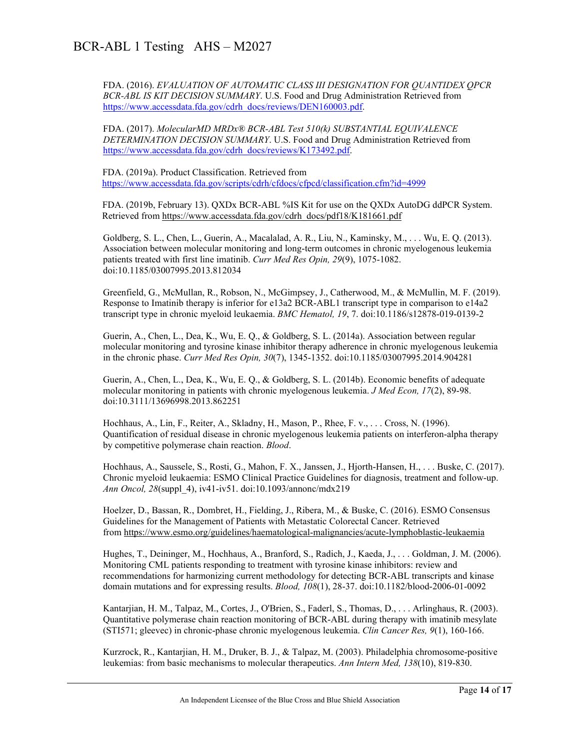FDA. (2016). *EVALUATION OF AUTOMATIC CLASS III DESIGNATION FOR QUANTIDEX QPCR BCR-ABL IS KIT DECISION SUMMARY*. U.S. Food and Drug Administration Retrieved from https://www.accessdata.fda.gov/cdrh_docs/reviews/DEN160003.pdf.

FDA. (2017). *MolecularMD MRDx® BCR-ABL Test 510(k) SUBSTANTIAL EQUIVALENCE DETERMINATION DECISION SUMMARY*. U.S. Food and Drug Administration Retrieved from https://www.accessdata.fda.gov/cdrh_docs/reviews/K173492.pdf.

FDA. (2019a). Product Classification. Retrieved from https://www.accessdata.fda.gov/scripts/cdrh/cfdocs/cfpcd/classification.cfm?id=4999

FDA. (2019b, February 13). QXDx BCR-ABL %IS Kit for use on the QXDx AutoDG ddPCR System. Retrieved from https://www.accessdata.fda.gov/cdrh_docs/pdf18/K181661.pdf

Goldberg, S. L., Chen, L., Guerin, A., Macalalad, A. R., Liu, N., Kaminsky, M., . . . Wu, E. Q. (2013). Association between molecular monitoring and long-term outcomes in chronic myelogenous leukemia patients treated with first line imatinib. *Curr Med Res Opin, 29*(9), 1075-1082. doi:10.1185/03007995.2013.812034

Greenfield, G., McMullan, R., Robson, N., McGimpsey, J., Catherwood, M., & McMullin, M. F. (2019). Response to Imatinib therapy is inferior for e13a2 BCR-ABL1 transcript type in comparison to e14a2 transcript type in chronic myeloid leukaemia. *BMC Hematol, 19*, 7. doi:10.1186/s12878-019-0139-2

Guerin, A., Chen, L., Dea, K., Wu, E. Q., & Goldberg, S. L. (2014a). Association between regular molecular monitoring and tyrosine kinase inhibitor therapy adherence in chronic myelogenous leukemia in the chronic phase. *Curr Med Res Opin, 30*(7), 1345-1352. doi:10.1185/03007995.2014.904281

Guerin, A., Chen, L., Dea, K., Wu, E. Q., & Goldberg, S. L. (2014b). Economic benefits of adequate molecular monitoring in patients with chronic myelogenous leukemia. *J Med Econ, 17*(2), 89-98. doi:10.3111/13696998.2013.862251

Hochhaus, A., Lin, F., Reiter, A., Skladny, H., Mason, P., Rhee, F. v., . . . Cross, N. (1996). Quantification of residual disease in chronic myelogenous leukemia patients on interferon-alpha therapy by competitive polymerase chain reaction. *Blood*.

Hochhaus, A., Saussele, S., Rosti, G., Mahon, F. X., Janssen, J., Hjorth-Hansen, H., . . . Buske, C. (2017). Chronic myeloid leukaemia: ESMO Clinical Practice Guidelines for diagnosis, treatment and follow-up. *Ann Oncol, 28*(suppl_4), iv41-iv51. doi:10.1093/annonc/mdx219

Hoelzer, D., Bassan, R., Dombret, H., Fielding, J., Ribera, M., & Buske, C. (2016). ESMO Consensus Guidelines for the Management of Patients with Metastatic Colorectal Cancer. Retrieved from https://www.esmo.org/guidelines/haematological-malignancies/acute-lymphoblastic-leukaemia

Hughes, T., Deininger, M., Hochhaus, A., Branford, S., Radich, J., Kaeda, J., . . . Goldman, J. M. (2006). Monitoring CML patients responding to treatment with tyrosine kinase inhibitors: review and recommendations for harmonizing current methodology for detecting BCR-ABL transcripts and kinase domain mutations and for expressing results. *Blood, 108*(1), 28-37. doi:10.1182/blood-2006-01-0092

Kantarjian, H. M., Talpaz, M., Cortes, J., O'Brien, S., Faderl, S., Thomas, D., . . . Arlinghaus, R. (2003). Quantitative polymerase chain reaction monitoring of BCR-ABL during therapy with imatinib mesylate (STI571; gleevec) in chronic-phase chronic myelogenous leukemia. *Clin Cancer Res, 9*(1), 160-166.

Kurzrock, R., Kantarjian, H. M., Druker, B. J., & Talpaz, M. (2003). Philadelphia chromosome-positive leukemias: from basic mechanisms to molecular therapeutics. *Ann Intern Med, 138*(10), 819-830.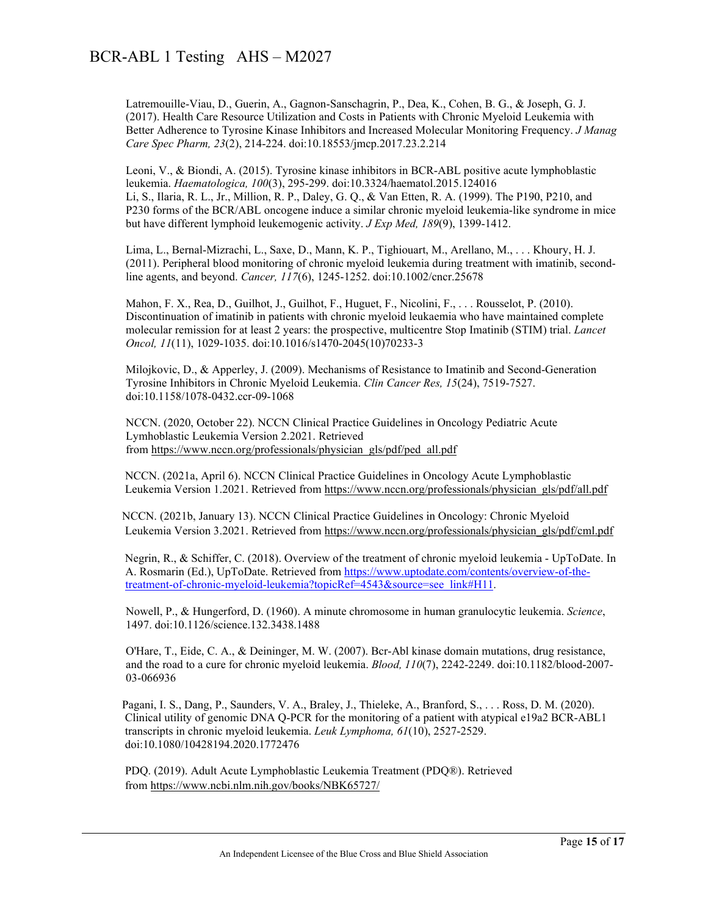Latremouille-Viau, D., Guerin, A., Gagnon-Sanschagrin, P., Dea, K., Cohen, B. G., & Joseph, G. J. (2017). Health Care Resource Utilization and Costs in Patients with Chronic Myeloid Leukemia with Better Adherence to Tyrosine Kinase Inhibitors and Increased Molecular Monitoring Frequency. *J Manag Care Spec Pharm, 23*(2), 214-224. doi:10.18553/jmcp.2017.23.2.214

Leoni, V., & Biondi, A. (2015). Tyrosine kinase inhibitors in BCR-ABL positive acute lymphoblastic leukemia. *Haematologica, 100*(3), 295-299. doi:10.3324/haematol.2015.124016

Li, S., Ilaria, R. L., Jr., Million, R. P., Daley, G. Q., & Van Etten, R. A. (1999). The P190, P210, and P230 forms of the BCR/ABL oncogene induce a similar chronic myeloid leukemia-like syndrome in mice but have different lymphoid leukemogenic activity. *J Exp Med, 189*(9), 1399-1412.

Lima, L., Bernal-Mizrachi, L., Saxe, D., Mann, K. P., Tighiouart, M., Arellano, M., . . . Khoury, H. J. (2011). Peripheral blood monitoring of chronic myeloid leukemia during treatment with imatinib, second-line agents, and beyond. *Cancer, 117*(6), 1245-1252. doi:10.1002/cncr.25678

Mahon, F. X., Rea, D., Guilhot, J., Guilhot, F., Huguet, F., Nicolini, F., . . . Rousselot, P. (2010). Discontinuation of imatinib in patients with chronic myeloid leukaemia who have maintained complete molecular remission for at least 2 years: the prospective, multicentre Stop Imatinib (STIM) trial. *Lancet Oncol, 11*(11), 1029-1035. doi:10.1016/s1470-2045(10)70233-3

Milojkovic, D., & Apperley, J. (2009). Mechanisms of Resistance to Imatinib and Second-Generation Tyrosine Inhibitors in Chronic Myeloid Leukemia. *Clin Cancer Res, 15*(24), 7519-7527. doi:10.1158/1078-0432.ccr-09-1068

NCCN. (2020, October 22). NCCN Clinical Practice Guidelines in Oncology Pediatric Acute Lymhoblastic Leukemia Version 2.2021. Retrieved from https://www.nccn.org/professionals/physician_gls/pdf/ped_all.pdf

NCCN. (2021a, April 6). NCCN Clinical Practice Guidelines in Oncology Acute Lymphoblastic Leukemia Version 1.2021. Retrieved from https://www.nccn.org/professionals/physician_gls/pdf/all.pdf

NCCN. (2021b, January 13). NCCN Clinical Practice Guidelines in Oncology: Chronic Myeloid Leukemia Version 3.2021. Retrieved from https://www.nccn.org/professionals/physician_gls/pdf/cml.pdf

Negrin, R., & Schiffer, C. (2018). Overview of the treatment of chronic myeloid leukemia - UpToDate. In A. Rosmarin (Ed.), UpToDate. Retrieved from https://www.uptodate.com/contents/overview-of-the-treatment-of-chronic-myeloid-leukemia?topicRef=4543&source=see_link#H11.

Nowell, P., & Hungerford, D. (1960). A minute chromosome in human granulocytic leukemia. *Science*, 1497. doi:10.1126/science.132.3438.1488

O'Hare, T., Eide, C. A., & Deininger, M. W. (2007). Bcr-Abl kinase domain mutations, drug resistance, and the road to a cure for chronic myeloid leukemia. *Blood, 110*(7), 2242-2249. doi:10.1182/blood-2007-03-066936

Pagani, I. S., Dang, P., Saunders, V. A., Braley, J., Thieleke, A., Branford, S., . . . Ross, D. M. (2020). Clinical utility of genomic DNA Q-PCR for the monitoring of a patient with atypical e19a2 BCR-ABL1 transcripts in chronic myeloid leukemia. *Leuk Lymphoma, 61*(10), 2527-2529. doi:10.1080/10428194.2020.1772476

PDQ. (2019). Adult Acute Lymphoblastic Leukemia Treatment (PDQ®). Retrieved from https://www.ncbi.nlm.nih.gov/books/NBK65727/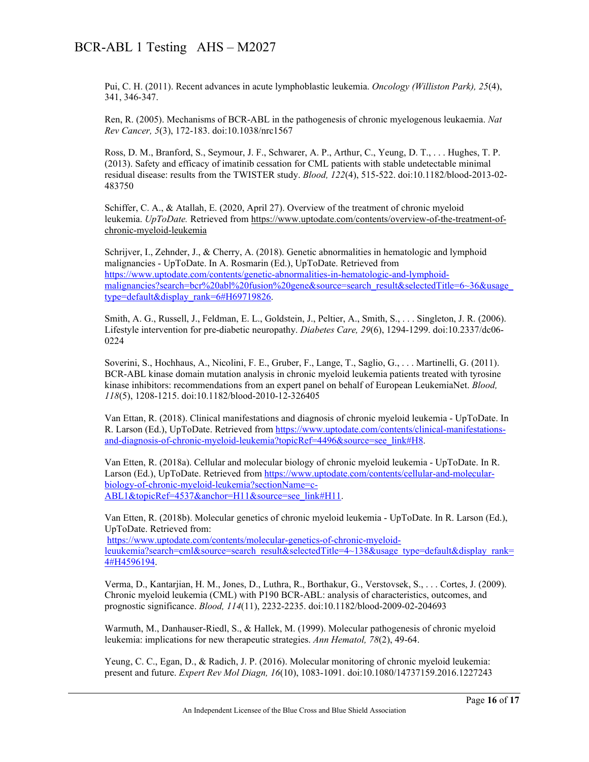Pui, C. H. (2011). Recent advances in acute lymphoblastic leukemia. *Oncology (Williston Park), 25*(4), 341, 346-347.

Ren, R. (2005). Mechanisms of BCR-ABL in the pathogenesis of chronic myelogenous leukaemia. *Nat Rev Cancer, 5*(3), 172-183. doi:10.1038/nrc1567

Ross, D. M., Branford, S., Seymour, J. F., Schwarer, A. P., Arthur, C., Yeung, D. T., . . . Hughes, T. P. (2013). Safety and efficacy of imatinib cessation for CML patients with stable undetectable minimal residual disease: results from the TWISTER study. *Blood, 122*(4), 515-522. doi:10.1182/blood-2013-02-483750

Schiffer, C. A., & Atallah, E. (2020, April 27). Overview of the treatment of chronic myeloid leukemia. *UpToDate.* Retrieved from https://www.uptodate.com/contents/overview-of-the-treatment-of-chronic-myeloid-leukemia

Schrijver, I., Zehnder, J., & Cherry, A. (2018). Genetic abnormalities in hematologic and lymphoid malignancies - UpToDate. In A. Rosmarin (Ed.), UpToDate. Retrieved from https://www.uptodate.com/contents/genetic-abnormalities-in-hematologic-and-lymphoid-malignancies?search=bcr%20abl%20fusion%20gene&source=search_result&selectedTitle=6~36&usage_type=default&display_rank=6#H69719826.

Smith, A. G., Russell, J., Feldman, E. L., Goldstein, J., Peltier, A., Smith, S., . . . Singleton, J. R. (2006). Lifestyle intervention for pre-diabetic neuropathy. *Diabetes Care, 29*(6), 1294-1299. doi:10.2337/dc06-0224

Soverini, S., Hochhaus, A., Nicolini, F. E., Gruber, F., Lange, T., Saglio, G., . . . Martinelli, G. (2011). BCR-ABL kinase domain mutation analysis in chronic myeloid leukemia patients treated with tyrosine kinase inhibitors: recommendations from an expert panel on behalf of European LeukemiaNet. *Blood, 118*(5), 1208-1215. doi:10.1182/blood-2010-12-326405

Van Ettan, R. (2018). Clinical manifestations and diagnosis of chronic myeloid leukemia - UpToDate. In R. Larson (Ed.), UpToDate. Retrieved from https://www.uptodate.com/contents/clinical-manifestations-and-diagnosis-of-chronic-myeloid-leukemia?topicRef=4496&source=see_link#H8.

Van Etten, R. (2018a). Cellular and molecular biology of chronic myeloid leukemia - UpToDate. In R. Larson (Ed.), UpToDate. Retrieved from https://www.uptodate.com/contents/cellular-and-molecular-biology-of-chronic-myeloid-leukemia?sectionName=c-ABL1&topicRef=4537&anchor=H11&source=see_link#H11.

Van Etten, R. (2018b). Molecular genetics of chronic myeloid leukemia - UpToDate. In R. Larson (Ed.), UpToDate. Retrieved from: https://www.uptodate.com/contents/molecular-genetics-of-chronic-myeloid-leuukemia?search=cml&source=search_result&selectedTitle=4~138&usage_type=default&display_rank=4#H4596194.

Verma, D., Kantarjian, H. M., Jones, D., Luthra, R., Borthakur, G., Verstovsek, S., . . . Cortes, J. (2009). Chronic myeloid leukemia (CML) with P190 BCR-ABL: analysis of characteristics, outcomes, and prognostic significance. *Blood, 114*(11), 2232-2235. doi:10.1182/blood-2009-02-204693

Warmuth, M., Danhauser-Riedl, S., & Hallek, M. (1999). Molecular pathogenesis of chronic myeloid leukemia: implications for new therapeutic strategies. *Ann Hematol, 78*(2), 49-64.

Yeung, C. C., Egan, D., & Radich, J. P. (2016). Molecular monitoring of chronic myeloid leukemia: present and future. *Expert Rev Mol Diagn, 16*(10), 1083-1091. doi:10.1080/14737159.2016.1227243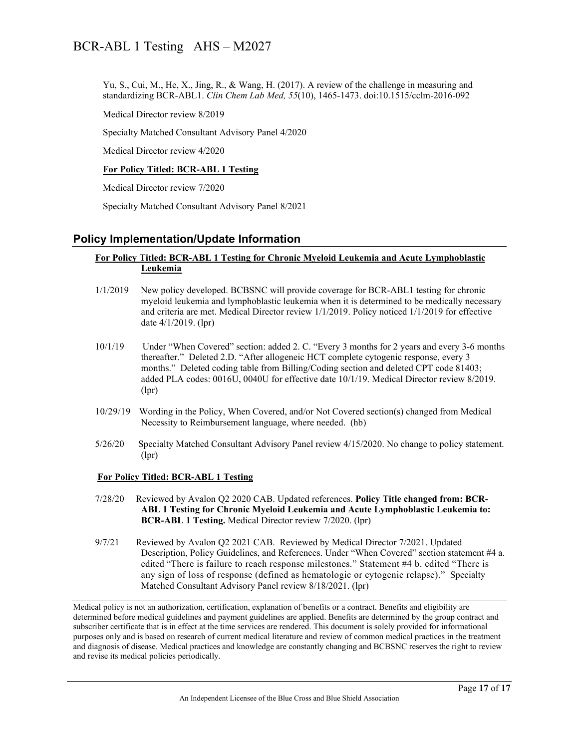Yu, S., Cui, M., He, X., Jing, R., & Wang, H. (2017). A review of the challenge in measuring and standardizing BCR-ABL1. *Clin Chem Lab Med, 55*(10), 1465-1473. doi:10.1515/cclm-2016-092

Medical Director review 8/2019

Specialty Matched Consultant Advisory Panel 4/2020

Medical Director review 4/2020

**For Policy Titled: BCR-ABL 1 Testing**

Medical Director review 7/2020

Specialty Matched Consultant Advisory Panel 8/2021

## Policy Implementation/Update Information

**For Policy Titled: BCR-ABL 1 Testing for Chronic Myeloid Leukemia and Acute Lymphoblastic Leukemia**

1/1/2019 New policy developed. BCBSNC will provide coverage for BCR-ABL1 testing for chronic myeloid leukemia and lymphoblastic leukemia when it is determined to be medically necessary and criteria are met. Medical Director review 1/1/2019. Policy noticed 1/1/2019 for effective date 4/1/2019. (lpr)

10/1/19 Under "When Covered" section: added 2. C. "Every 3 months for 2 years and every 3-6 months thereafter." Deleted 2.D. "After allogeneic HCT complete cytogenic response, every 3 months." Deleted coding table from Billing/Coding section and deleted CPT code 81403; added PLA codes: 0016U, 0040U for effective date 10/1/19. Medical Director review 8/2019. (lpr)

10/29/19 Wording in the Policy, When Covered, and/or Not Covered section(s) changed from Medical Necessity to Reimbursement language, where needed. (hb)

5/26/20 Specialty Matched Consultant Advisory Panel review 4/15/2020. No change to policy statement. (lpr)

**For Policy Titled: BCR-ABL 1 Testing**

7/28/20 Reviewed by Avalon Q2 2020 CAB. Updated references. **Policy Title changed from: BCR-ABL 1 Testing for Chronic Myeloid Leukemia and Acute Lymphoblastic Leukemia to: BCR-ABL 1 Testing.** Medical Director review 7/2020. (lpr)

9/7/21 Reviewed by Avalon Q2 2021 CAB. Reviewed by Medical Director 7/2021. Updated Description, Policy Guidelines, and References. Under "When Covered" section statement #4 a. edited "There is failure to reach response milestones." Statement #4 b. edited "There is any sign of loss of response (defined as hematologic or cytogenic relapse)." Specialty Matched Consultant Advisory Panel review 8/18/2021. (lpr)

Medical policy is not an authorization, certification, explanation of benefits or a contract. Benefits and eligibility are determined before medical guidelines and payment guidelines are applied. Benefits are determined by the group contract and subscriber certificate that is in effect at the time services are rendered. This document is solely provided for informational purposes only and is based on research of current medical literature and review of common medical practices in the treatment and diagnosis of disease. Medical practices and knowledge are constantly changing and BCBSNC reserves the right to review and revise its medical policies periodically.